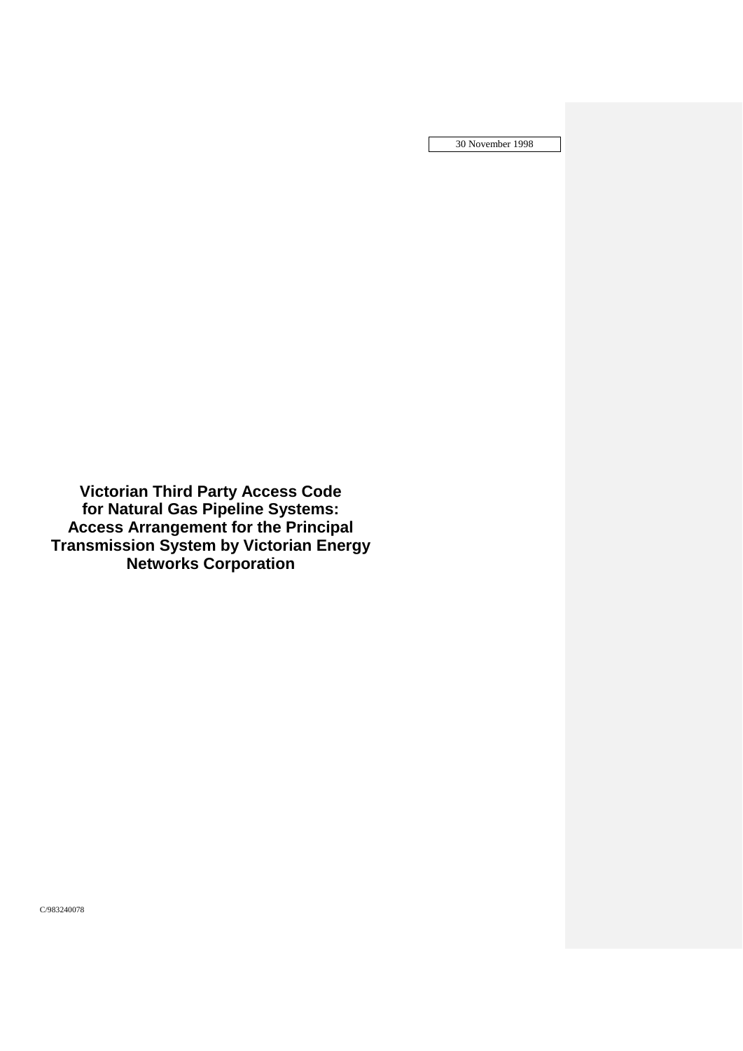30 November 1998

# Victorian Third Party Access Code for Natural Gas Pipeline Systems: Access Arrangement for the Principal Transmission System by Victorian Energy Networks Corporation

C/983240078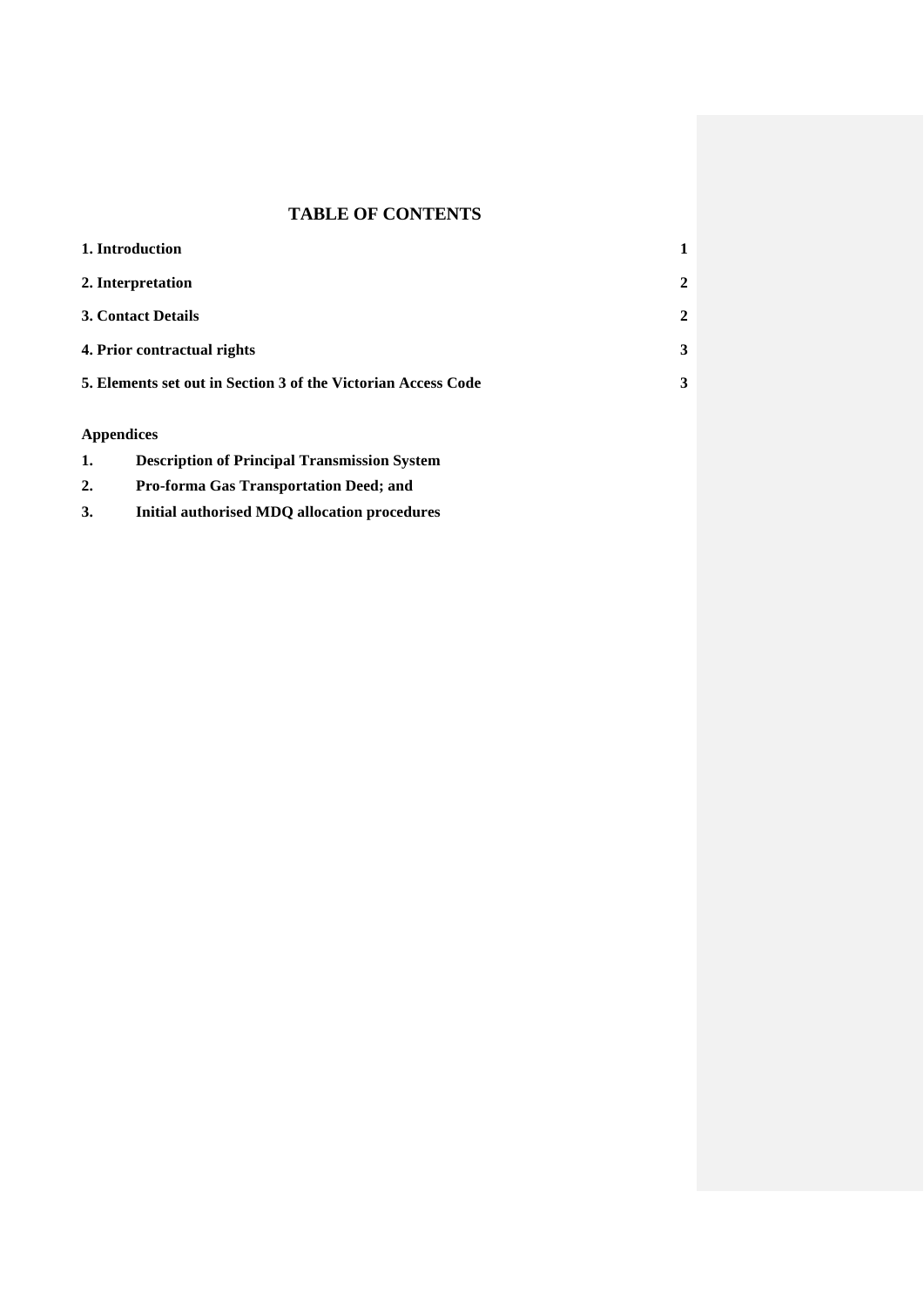# TABLE OF CONTENTS

| | |
|---|---|
| **1. Introduction** | **1** |
| **2. Interpretation** | **2** |
| **3. Contact Details** | **2** |
| **4. Prior contractual rights** | **3** |
| **5. Elements set out in Section 3 of the Victorian Access Code** | **3** |

**Appendices**

1. **Description of Principal Transmission System**
2. **Pro-forma Gas Transportation Deed; and**
3. **Initial authorised MDQ allocation procedures**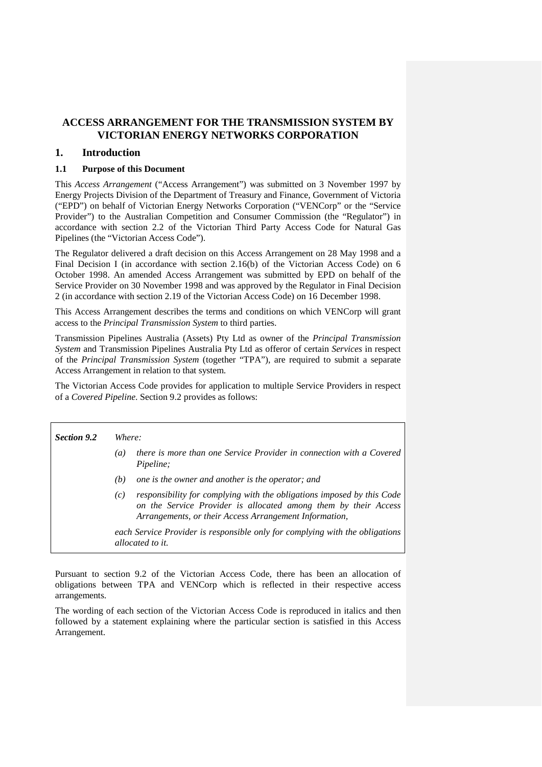# ACCESS ARRANGEMENT FOR THE TRANSMISSION SYSTEM BY VICTORIAN ENERGY NETWORKS CORPORATION

## 1. Introduction

### 1.1 Purpose of this Document

This *Access Arrangement* ("Access Arrangement") was submitted on 3 November 1997 by Energy Projects Division of the Department of Treasury and Finance, Government of Victoria ("EPD") on behalf of Victorian Energy Networks Corporation ("VENCorp" or the "Service Provider") to the Australian Competition and Consumer Commission (the "Regulator") in accordance with section 2.2 of the Victorian Third Party Access Code for Natural Gas Pipelines (the "Victorian Access Code").

The Regulator delivered a draft decision on this Access Arrangement on 28 May 1998 and a Final Decision I (in accordance with section 2.16(b) of the Victorian Access Code) on 6 October 1998. An amended Access Arrangement was submitted by EPD on behalf of the Service Provider on 30 November 1998 and was approved by the Regulator in Final Decision 2 (in accordance with section 2.19 of the Victorian Access Code) on 16 December 1998.

This Access Arrangement describes the terms and conditions on which VENCorp will grant access to the *Principal Transmission System* to third parties.

Transmission Pipelines Australia (Assets) Pty Ltd as owner of the *Principal Transmission System* and Transmission Pipelines Australia Pty Ltd as offeror of certain *Services* in respect of the *Principal Transmission System* (together "TPA"), are required to submit a separate Access Arrangement in relation to that system.

The Victorian Access Code provides for application to multiple Service Providers in respect of a *Covered Pipeline*. Section 9.2 provides as follows:

> ***Section 9.2*** *Where:*
>
> *(a) there is more than one Service Provider in connection with a Covered Pipeline;*
>
> *(b) one is the owner and another is the operator; and*
>
> *(c) responsibility for complying with the obligations imposed by this Code on the Service Provider is allocated among them by their Access Arrangements, or their Access Arrangement Information,*
>
> *each Service Provider is responsible only for complying with the obligations allocated to it.*

Pursuant to section 9.2 of the Victorian Access Code, there has been an allocation of obligations between TPA and VENCorp which is reflected in their respective access arrangements.

The wording of each section of the Victorian Access Code is reproduced in italics and then followed by a statement explaining where the particular section is satisfied in this Access Arrangement.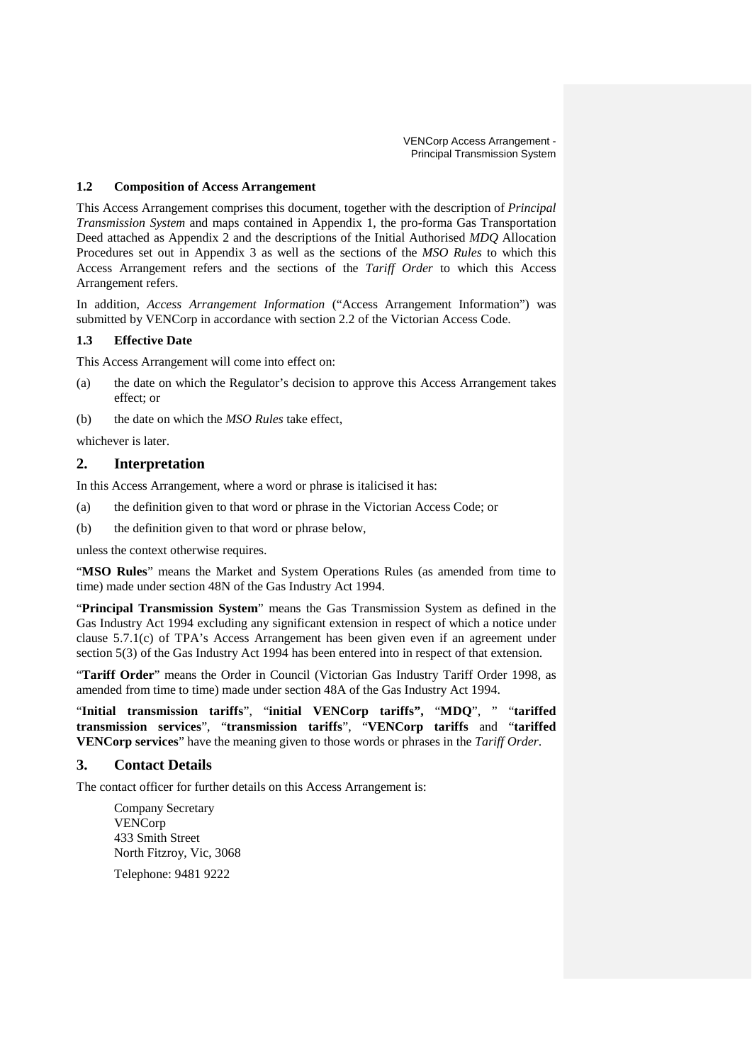### 1.2 Composition of Access Arrangement

This Access Arrangement comprises this document, together with the description of *Principal Transmission System* and maps contained in Appendix 1, the pro-forma Gas Transportation Deed attached as Appendix 2 and the descriptions of the Initial Authorised *MDQ* Allocation Procedures set out in Appendix 3 as well as the sections of the *MSO Rules* to which this Access Arrangement refers and the sections of the *Tariff Order* to which this Access Arrangement refers.

In addition, *Access Arrangement Information* ("Access Arrangement Information") was submitted by VENCorp in accordance with section 2.2 of the Victorian Access Code.

### 1.3 Effective Date

This Access Arrangement will come into effect on:

(a) the date on which the Regulator's decision to approve this Access Arrangement takes effect; or

(b) the date on which the *MSO Rules* take effect,

whichever is later.

## 2. Interpretation

In this Access Arrangement, where a word or phrase is italicised it has:

(a) the definition given to that word or phrase in the Victorian Access Code; or

(b) the definition given to that word or phrase below,

unless the context otherwise requires.

"**MSO Rules**" means the Market and System Operations Rules (as amended from time to time) made under section 48N of the Gas Industry Act 1994.

"**Principal Transmission System**" means the Gas Transmission System as defined in the Gas Industry Act 1994 excluding any significant extension in respect of which a notice under clause 5.7.1(c) of TPA's Access Arrangement has been given even if an agreement under section 5(3) of the Gas Industry Act 1994 has been entered into in respect of that extension.

"**Tariff Order**" means the Order in Council (Victorian Gas Industry Tariff Order 1998, as amended from time to time) made under section 48A of the Gas Industry Act 1994.

"**Initial transmission tariffs**", "**initial VENCorp tariffs",** "**MDQ**", " "**tariffed transmission services**", "**transmission tariffs**", "**VENCorp tariffs** and "**tariffed VENCorp services**" have the meaning given to those words or phrases in the *Tariff Order*.

## 3. Contact Details

The contact officer for further details on this Access Arrangement is:

Company Secretary
VENCorp
433 Smith Street
North Fitzroy, Vic, 3068

Telephone: 9481 9222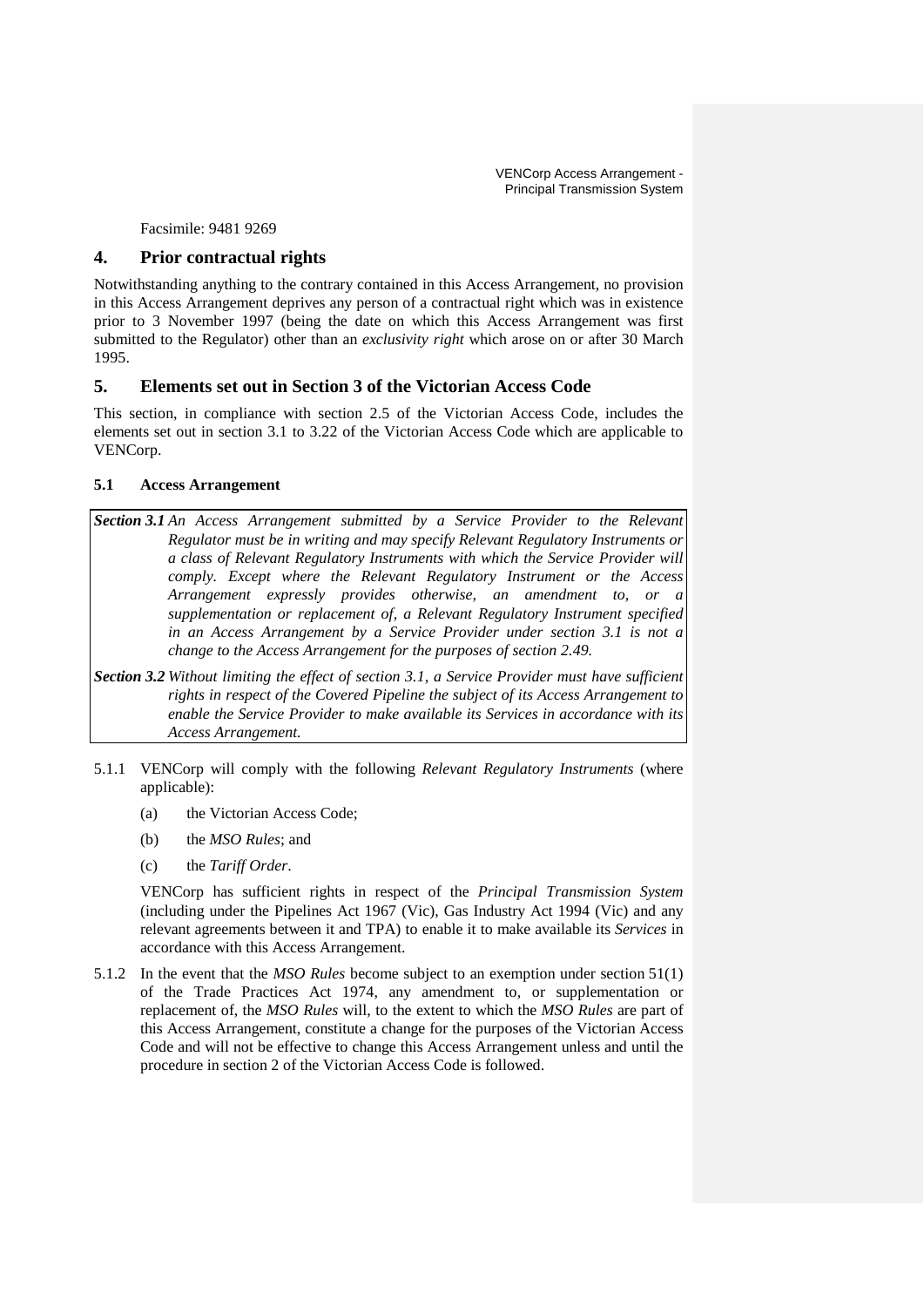Facsimile: 9481 9269

## 4. Prior contractual rights

Notwithstanding anything to the contrary contained in this Access Arrangement, no provision in this Access Arrangement deprives any person of a contractual right which was in existence prior to 3 November 1997 (being the date on which this Access Arrangement was first submitted to the Regulator) other than an *exclusivity right* which arose on or after 30 March 1995.

## 5. Elements set out in Section 3 of the Victorian Access Code

This section, in compliance with section 2.5 of the Victorian Access Code, includes the elements set out in section 3.1 to 3.22 of the Victorian Access Code which are applicable to VENCorp.

### 5.1 Access Arrangement

***Section 3.1*** *An Access Arrangement submitted by a Service Provider to the Relevant Regulator must be in writing and may specify Relevant Regulatory Instruments or a class of Relevant Regulatory Instruments with which the Service Provider will comply. Except where the Relevant Regulatory Instrument or the Access Arrangement expressly provides otherwise, an amendment to, or a supplementation or replacement of, a Relevant Regulatory Instrument specified in an Access Arrangement by a Service Provider under section 3.1 is not a change to the Access Arrangement for the purposes of section 2.49.*

***Section 3.2*** *Without limiting the effect of section 3.1, a Service Provider must have sufficient rights in respect of the Covered Pipeline the subject of its Access Arrangement to enable the Service Provider to make available its Services in accordance with its Access Arrangement.*

5.1.1 VENCorp will comply with the following *Relevant Regulatory Instruments* (where applicable):

(a) the Victorian Access Code;

(b) the *MSO Rules*; and

(c) the *Tariff Order*.

VENCorp has sufficient rights in respect of the *Principal Transmission System* (including under the Pipelines Act 1967 (Vic), Gas Industry Act 1994 (Vic) and any relevant agreements between it and TPA) to enable it to make available its *Services* in accordance with this Access Arrangement.

5.1.2 In the event that the *MSO Rules* become subject to an exemption under section 51(1) of the Trade Practices Act 1974, any amendment to, or supplementation or replacement of, the *MSO Rules* will, to the extent to which the *MSO Rules* are part of this Access Arrangement, constitute a change for the purposes of the Victorian Access Code and will not be effective to change this Access Arrangement unless and until the procedure in section 2 of the Victorian Access Code is followed.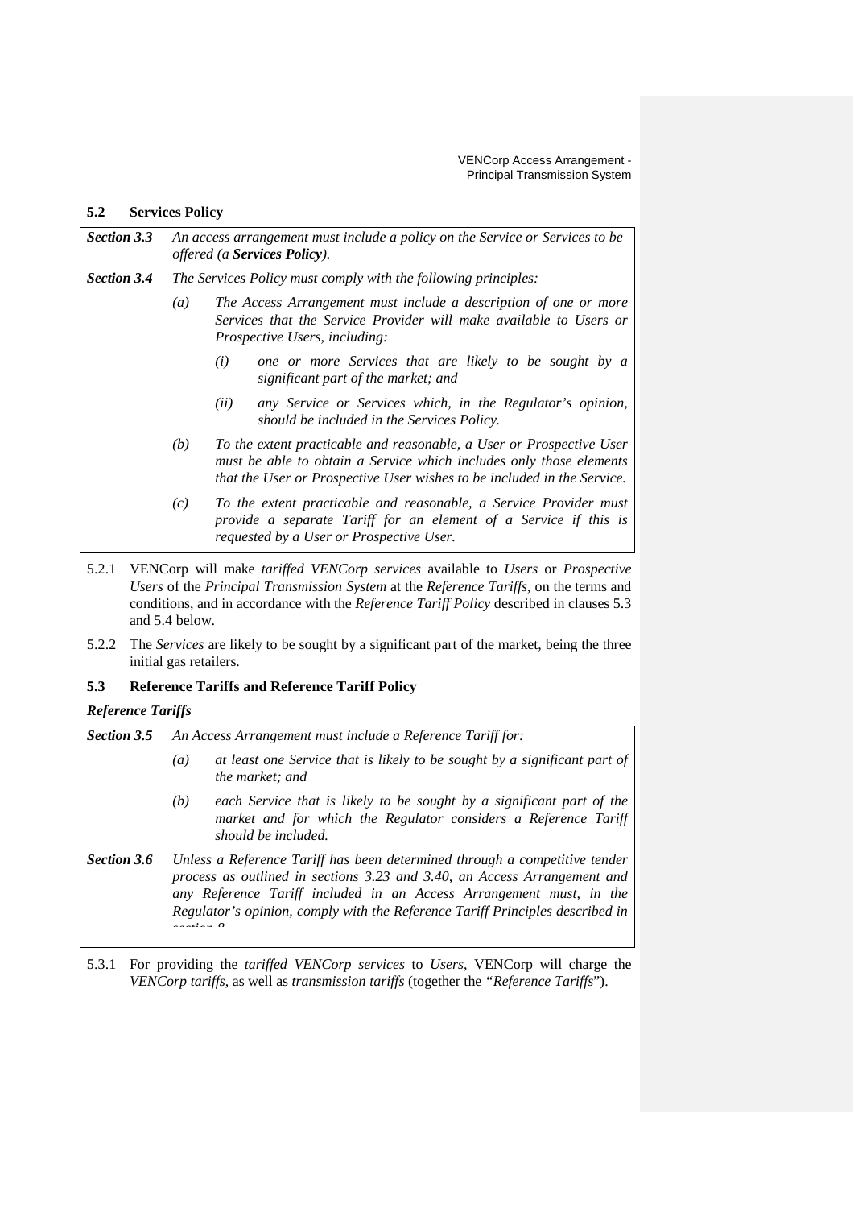## 5.2 Services Policy

| | | |
|---|---|---|
| ***Section 3.3*** | *An access arrangement must include a policy on the Service or Services to be offered (a* ***Services Policy****).* | |
| ***Section 3.4*** | *The Services Policy must comply with the following principles:* | |
| | *(a)* | *The Access Arrangement must include a description of one or more Services that the Service Provider will make available to Users or Prospective Users, including:* |
| | | *(i) one or more Services that are likely to be sought by a significant part of the market; and* |
| | | *(ii) any Service or Services which, in the Regulator's opinion, should be included in the Services Policy.* |
| | *(b)* | *To the extent practicable and reasonable, a User or Prospective User must be able to obtain a Service which includes only those elements that the User or Prospective User wishes to be included in the Service.* |
| | *(c)* | *To the extent practicable and reasonable, a Service Provider must provide a separate Tariff for an element of a Service if this is requested by a User or Prospective User.* |

5.2.1 VENCorp will make *tariffed VENCorp services* available to *Users* or *Prospective Users* of the *Principal Transmission System* at the *Reference Tariffs*, on the terms and conditions, and in accordance with the *Reference Tariff Policy* described in clauses 5.3 and 5.4 below.

5.2.2 The *Services* are likely to be sought by a significant part of the market, being the three initial gas retailers.

## 5.3 Reference Tariffs and Reference Tariff Policy

### *Reference Tariffs*

| | | |
|---|---|---|
| ***Section 3.5*** | *An Access Arrangement must include a Reference Tariff for:* | |
| | *(a)* | *at least one Service that is likely to be sought by a significant part of the market; and* |
| | *(b)* | *each Service that is likely to be sought by a significant part of the market and for which the Regulator considers a Reference Tariff should be included.* |
| ***Section 3.6*** | *Unless a Reference Tariff has been determined through a competitive tender process as outlined in sections 3.23 and 3.40, an Access Arrangement and any Reference Tariff included in an Access Arrangement must, in the Regulator's opinion, comply with the Reference Tariff Principles described in section 8* | |

5.3.1 For providing the *tariffed VENCorp services* to *Users*, VENCorp will charge the *VENCorp tariffs*, as well as *transmission tariffs* (together the "*Reference Tariffs*").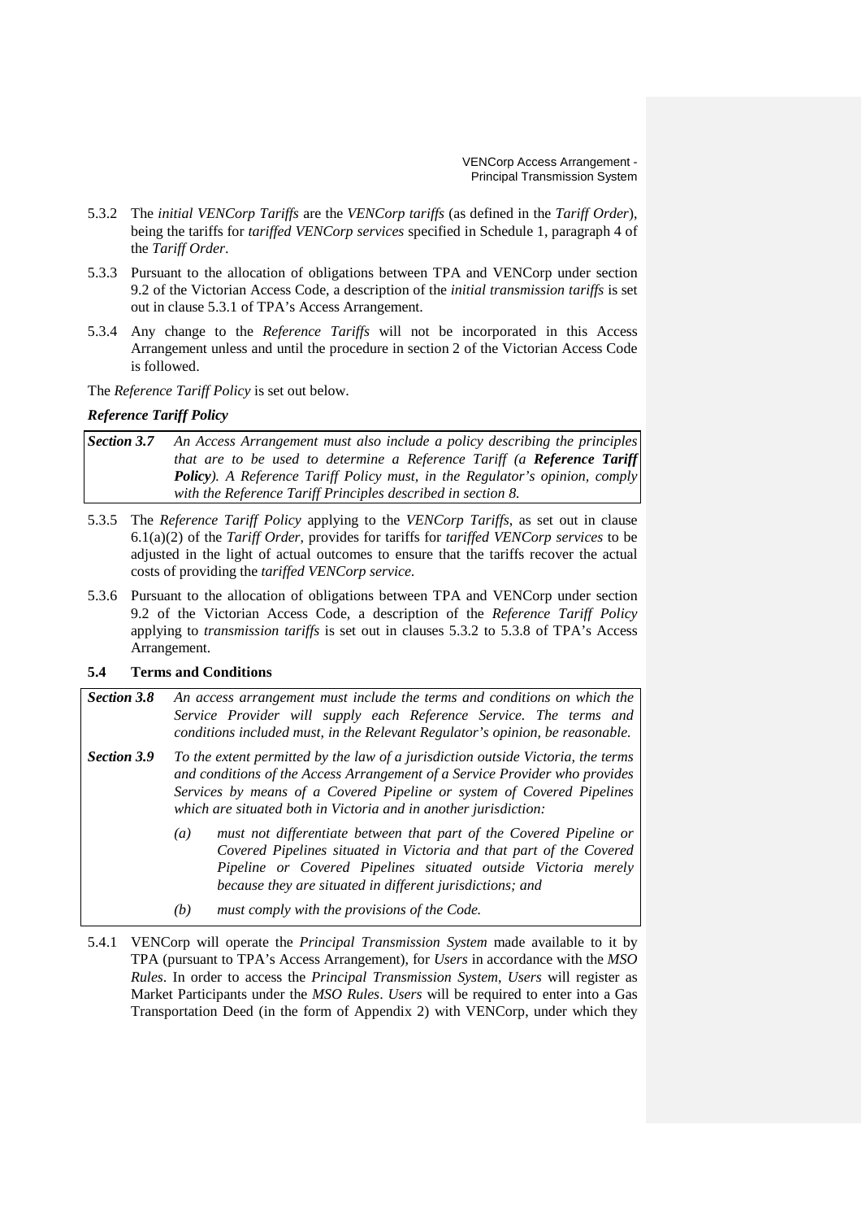5.3.2 The *initial VENCorp Tariffs* are the *VENCorp tariffs* (as defined in the *Tariff Order*), being the tariffs for *tariffed VENCorp services* specified in Schedule 1, paragraph 4 of the *Tariff Order*.

5.3.3 Pursuant to the allocation of obligations between TPA and VENCorp under section 9.2 of the Victorian Access Code, a description of the *initial transmission tariffs* is set out in clause 5.3.1 of TPA's Access Arrangement.

5.3.4 Any change to the *Reference Tariffs* will not be incorporated in this Access Arrangement unless and until the procedure in section 2 of the Victorian Access Code is followed.

The *Reference Tariff Policy* is set out below.

***Reference Tariff Policy***

| | |
|---|---|
| ***Section 3.7*** | *An Access Arrangement must also include a policy describing the principles that are to be used to determine a Reference Tariff (a* ***Reference Tariff Policy****). A Reference Tariff Policy must, in the Regulator's opinion, comply with the Reference Tariff Principles described in section 8.* |

5.3.5 The *Reference Tariff Policy* applying to the *VENCorp Tariffs*, as set out in clause 6.1(a)(2) of the *Tariff Order*, provides for tariffs for *tariffed VENCorp services* to be adjusted in the light of actual outcomes to ensure that the tariffs recover the actual costs of providing the *tariffed VENCorp service*.

5.3.6 Pursuant to the allocation of obligations between TPA and VENCorp under section 9.2 of the Victorian Access Code, a description of the *Reference Tariff Policy* applying to *transmission tariffs* is set out in clauses 5.3.2 to 5.3.8 of TPA's Access Arrangement.

### 5.4 Terms and Conditions

| | |
|---|---|
| ***Section 3.8*** | *An access arrangement must include the terms and conditions on which the Service Provider will supply each Reference Service. The terms and conditions included must, in the Relevant Regulator's opinion, be reasonable.* |
| ***Section 3.9*** | *To the extent permitted by the law of a jurisdiction outside Victoria, the terms and conditions of the Access Arrangement of a Service Provider who provides Services by means of a Covered Pipeline or system of Covered Pipelines which are situated both in Victoria and in another jurisdiction:* <br> *(a) must not differentiate between that part of the Covered Pipeline or Covered Pipelines situated in Victoria and that part of the Covered Pipeline or Covered Pipelines situated outside Victoria merely because they are situated in different jurisdictions; and* <br> *(b) must comply with the provisions of the Code.* |

5.4.1 VENCorp will operate the *Principal Transmission System* made available to it by TPA (pursuant to TPA's Access Arrangement), for *Users* in accordance with the *MSO Rules*. In order to access the *Principal Transmission System*, *Users* will register as Market Participants under the *MSO Rules*. *Users* will be required to enter into a Gas Transportation Deed (in the form of Appendix 2) with VENCorp, under which they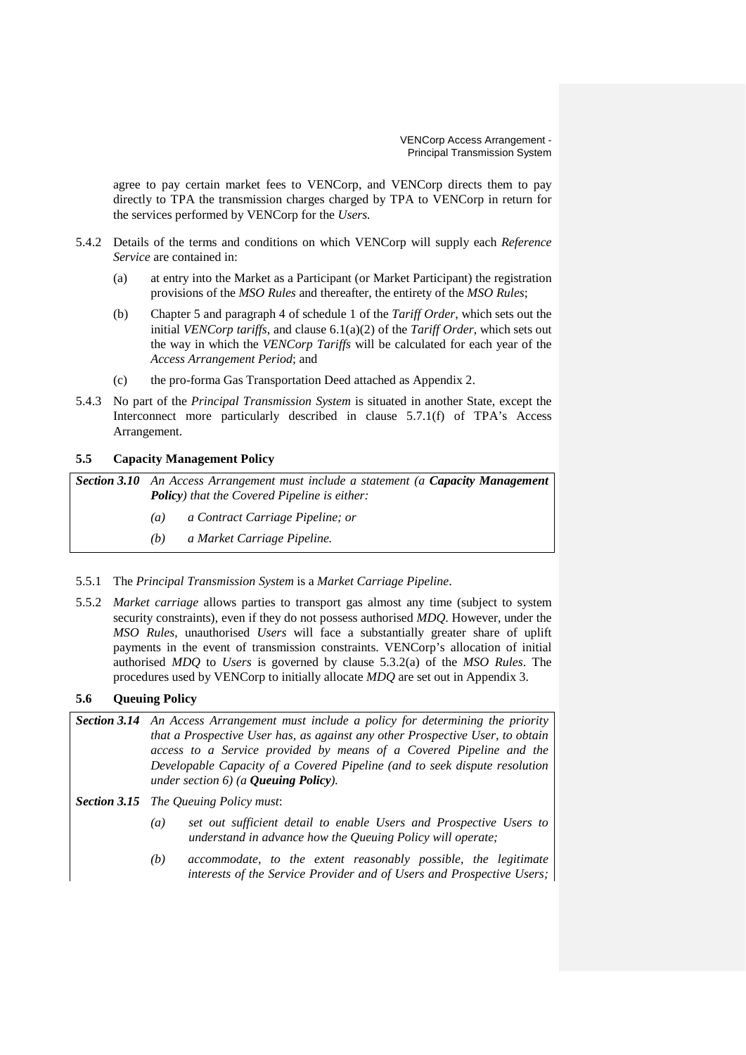agree to pay certain market fees to VENCorp, and VENCorp directs them to pay directly to TPA the transmission charges charged by TPA to VENCorp in return for the services performed by VENCorp for the *Users.*

5.4.2 Details of the terms and conditions on which VENCorp will supply each *Reference Service* are contained in:

(a) at entry into the Market as a Participant (or Market Participant) the registration provisions of the *MSO Rules* and thereafter, the entirety of the *MSO Rules*;

(b) Chapter 5 and paragraph 4 of schedule 1 of the *Tariff Order*, which sets out the initial *VENCorp tariffs*, and clause 6.1(a)(2) of the *Tariff Order*, which sets out the way in which the *VENCorp Tariffs* will be calculated for each year of the *Access Arrangement Period*; and

(c) the pro-forma Gas Transportation Deed attached as Appendix 2.

5.4.3 No part of the *Principal Transmission System* is situated in another State, except the Interconnect more particularly described in clause 5.7.1(f) of TPA's Access Arrangement.

### 5.5 Capacity Management Policy

> ***Section 3.10*** *An Access Arrangement must include a statement (a* ***Capacity Management Policy****) that the Covered Pipeline is either:*
>
> *(a) a Contract Carriage Pipeline; or*
>
> *(b) a Market Carriage Pipeline.*

5.5.1 The *Principal Transmission System* is a *Market Carriage Pipeline*.

5.5.2 *Market carriage* allows parties to transport gas almost any time (subject to system security constraints), even if they do not possess authorised *MDQ*. However, under the *MSO Rules*, unauthorised *Users* will face a substantially greater share of uplift payments in the event of transmission constraints. VENCorp's allocation of initial authorised *MDQ* to *Users* is governed by clause 5.3.2(a) of the *MSO Rules*. The procedures used by VENCorp to initially allocate *MDQ* are set out in Appendix 3.

### 5.6 Queuing Policy

> ***Section 3.14*** *An Access Arrangement must include a policy for determining the priority that a Prospective User has, as against any other Prospective User, to obtain access to a Service provided by means of a Covered Pipeline and the Developable Capacity of a Covered Pipeline (and to seek dispute resolution under section 6) (a* ***Queuing Policy****).*
>
> ***Section 3.15*** *The Queuing Policy must:*
>
> *(a) set out sufficient detail to enable Users and Prospective Users to understand in advance how the Queuing Policy will operate;*
>
> *(b) accommodate, to the extent reasonably possible, the legitimate interests of the Service Provider and of Users and Prospective Users;*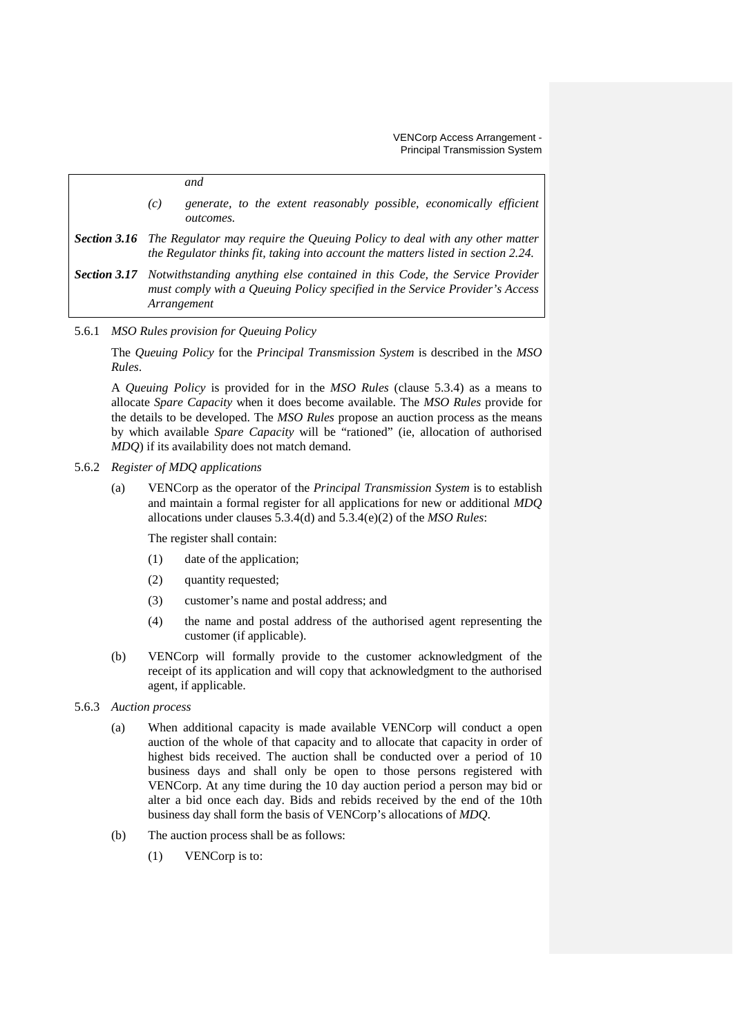*and*

*(c)* *generate, to the extent reasonably possible, economically efficient outcomes.*

***Section 3.16*** *The Regulator may require the Queuing Policy to deal with any other matter the Regulator thinks fit, taking into account the matters listed in section 2.24.*

***Section 3.17*** *Notwithstanding anything else contained in this Code, the Service Provider must comply with a Queuing Policy specified in the Service Provider's Access Arrangement*

5.6.1 *MSO Rules provision for Queuing Policy*

The *Queuing Policy* for the *Principal Transmission System* is described in the *MSO Rules*.

A *Queuing Policy* is provided for in the *MSO Rules* (clause 5.3.4) as a means to allocate *Spare Capacity* when it does become available. The *MSO Rules* provide for the details to be developed. The *MSO Rules* propose an auction process as the means by which available *Spare Capacity* will be "rationed" (ie, allocation of authorised *MDQ*) if its availability does not match demand.

5.6.2 *Register of MDQ applications*

(a) VENCorp as the operator of the *Principal Transmission System* is to establish and maintain a formal register for all applications for new or additional *MDQ* allocations under clauses 5.3.4(d) and 5.3.4(e)(2) of the *MSO Rules*:

The register shall contain:

(1) date of the application;

(2) quantity requested;

(3) customer's name and postal address; and

(4) the name and postal address of the authorised agent representing the customer (if applicable).

(b) VENCorp will formally provide to the customer acknowledgment of the receipt of its application and will copy that acknowledgment to the authorised agent, if applicable.

5.6.3 *Auction process*

(a) When additional capacity is made available VENCorp will conduct a open auction of the whole of that capacity and to allocate that capacity in order of highest bids received. The auction shall be conducted over a period of 10 business days and shall only be open to those persons registered with VENCorp. At any time during the 10 day auction period a person may bid or alter a bid once each day. Bids and rebids received by the end of the 10th business day shall form the basis of VENCorp's allocations of *MDQ*.

(b) The auction process shall be as follows:

(1) VENCorp is to: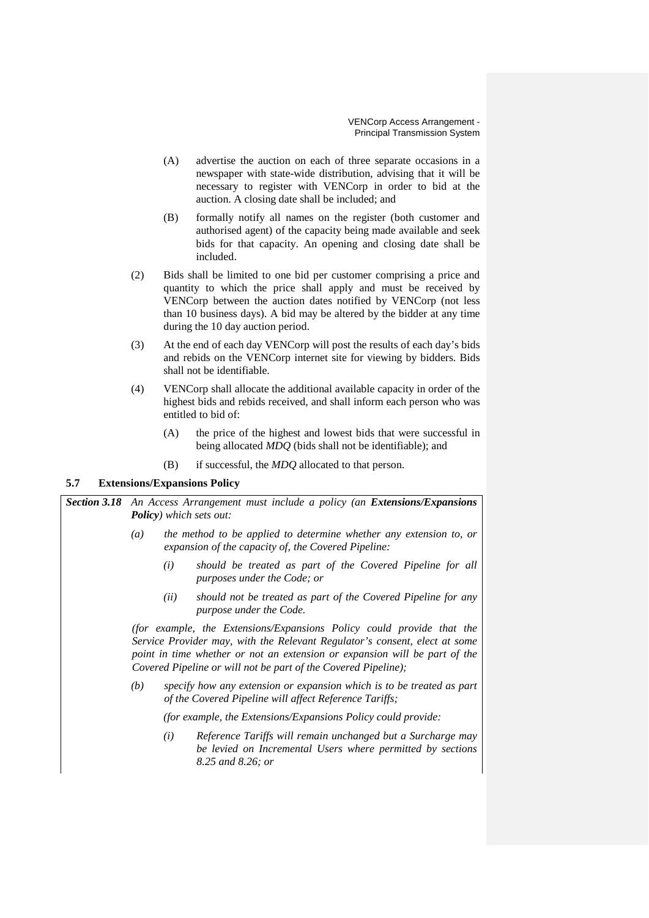(A) advertise the auction on each of three separate occasions in a newspaper with state-wide distribution, advising that it will be necessary to register with VENCorp in order to bid at the auction. A closing date shall be included; and

(B) formally notify all names on the register (both customer and authorised agent) of the capacity being made available and seek bids for that capacity. An opening and closing date shall be included.

(2) Bids shall be limited to one bid per customer comprising a price and quantity to which the price shall apply and must be received by VENCorp between the auction dates notified by VENCorp (not less than 10 business days). A bid may be altered by the bidder at any time during the 10 day auction period.

(3) At the end of each day VENCorp will post the results of each day's bids and rebids on the VENCorp internet site for viewing by bidders. Bids shall not be identifiable.

(4) VENCorp shall allocate the additional available capacity in order of the highest bids and rebids received, and shall inform each person who was entitled to bid of:

(A) the price of the highest and lowest bids that were successful in being allocated *MDQ* (bids shall not be identifiable); and

(B) if successful, the *MDQ* allocated to that person.

### 5.7 Extensions/Expansions Policy

> ***Section 3.18*** *An Access Arrangement must include a policy (an **Extensions/Expansions Policy**) which sets out:*
>
> *(a) the method to be applied to determine whether any extension to, or expansion of the capacity of, the Covered Pipeline:*
>
> *(i) should be treated as part of the Covered Pipeline for all purposes under the Code; or*
>
> *(ii) should not be treated as part of the Covered Pipeline for any purpose under the Code.*
>
> *(for example, the Extensions/Expansions Policy could provide that the Service Provider may, with the Relevant Regulator's consent, elect at some point in time whether or not an extension or expansion will be part of the Covered Pipeline or will not be part of the Covered Pipeline);*
>
> *(b) specify how any extension or expansion which is to be treated as part of the Covered Pipeline will affect Reference Tariffs;*
>
> *(for example, the Extensions/Expansions Policy could provide:*
>
> *(i) Reference Tariffs will remain unchanged but a Surcharge may be levied on Incremental Users where permitted by sections 8.25 and 8.26; or*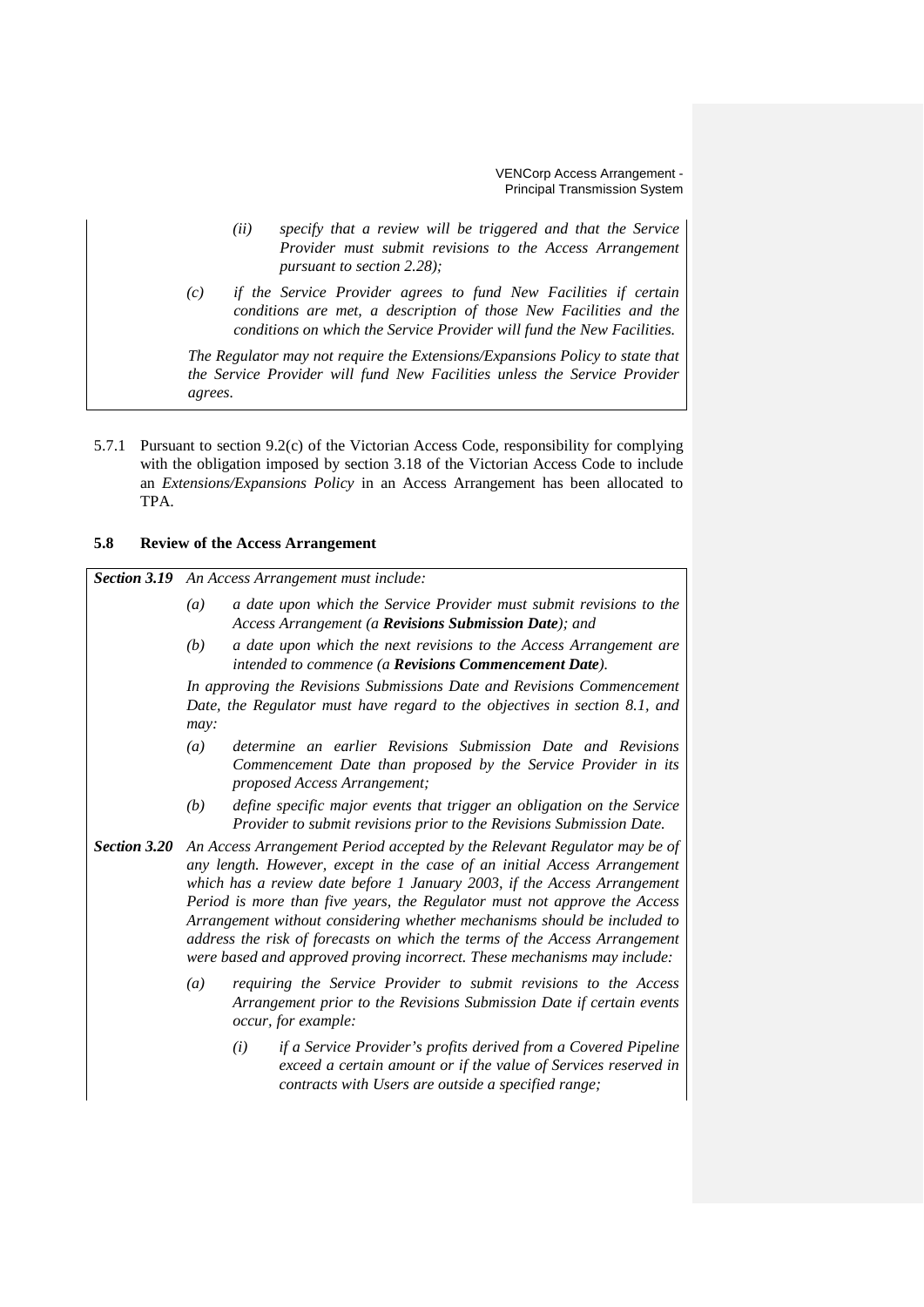*(ii) specify that a review will be triggered and that the Service Provider must submit revisions to the Access Arrangement pursuant to section 2.28);*

*(c) if the Service Provider agrees to fund New Facilities if certain conditions are met, a description of those New Facilities and the conditions on which the Service Provider will fund the New Facilities.*

*The Regulator may not require the Extensions/Expansions Policy to state that the Service Provider will fund New Facilities unless the Service Provider agrees.*

5.7.1 Pursuant to section 9.2(c) of the Victorian Access Code, responsibility for complying with the obligation imposed by section 3.18 of the Victorian Access Code to include an *Extensions/Expansions Policy* in an Access Arrangement has been allocated to TPA.

### 5.8 Review of the Access Arrangement

***Section 3.19*** *An Access Arrangement must include:*

*(a) a date upon which the Service Provider must submit revisions to the Access Arrangement (a* ***Revisions Submission Date****); and*

*(b) a date upon which the next revisions to the Access Arrangement are intended to commence (a* ***Revisions Commencement Date****).*

*In approving the Revisions Submissions Date and Revisions Commencement Date, the Regulator must have regard to the objectives in section 8.1, and may:*

*(a) determine an earlier Revisions Submission Date and Revisions Commencement Date than proposed by the Service Provider in its proposed Access Arrangement;*

*(b) define specific major events that trigger an obligation on the Service Provider to submit revisions prior to the Revisions Submission Date.*

***Section 3.20*** *An Access Arrangement Period accepted by the Relevant Regulator may be of any length. However, except in the case of an initial Access Arrangement which has a review date before 1 January 2003, if the Access Arrangement Period is more than five years, the Regulator must not approve the Access Arrangement without considering whether mechanisms should be included to address the risk of forecasts on which the terms of the Access Arrangement were based and approved proving incorrect. These mechanisms may include:*

*(a) requiring the Service Provider to submit revisions to the Access Arrangement prior to the Revisions Submission Date if certain events occur, for example:*

*(i) if a Service Provider's profits derived from a Covered Pipeline exceed a certain amount or if the value of Services reserved in contracts with Users are outside a specified range;*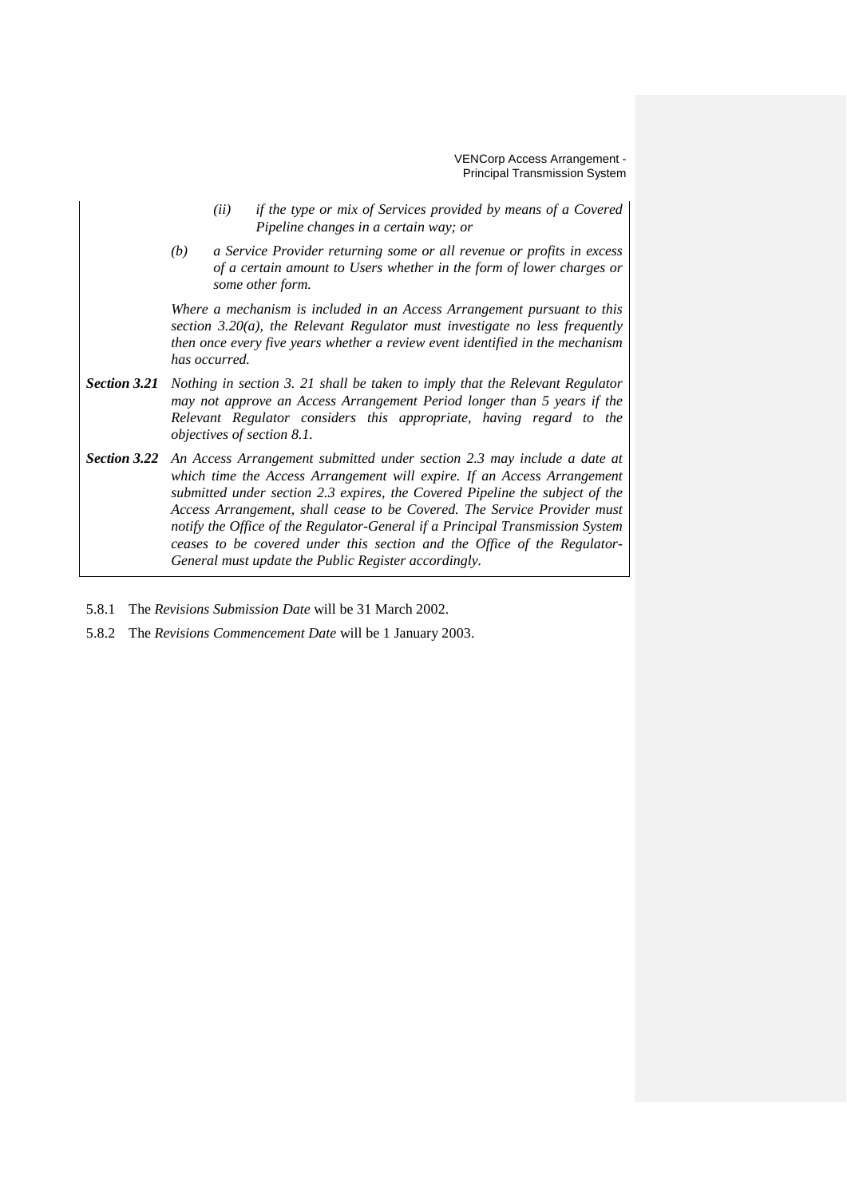*(ii) if the type or mix of Services provided by means of a Covered Pipeline changes in a certain way; or*

*(b) a Service Provider returning some or all revenue or profits in excess of a certain amount to Users whether in the form of lower charges or some other form.*

*Where a mechanism is included in an Access Arrangement pursuant to this section 3.20(a), the Relevant Regulator must investigate no less frequently then once every five years whether a review event identified in the mechanism has occurred.*

***Section 3.21*** *Nothing in section 3. 21 shall be taken to imply that the Relevant Regulator may not approve an Access Arrangement Period longer than 5 years if the Relevant Regulator considers this appropriate, having regard to the objectives of section 8.1.*

***Section 3.22*** *An Access Arrangement submitted under section 2.3 may include a date at which time the Access Arrangement will expire. If an Access Arrangement submitted under section 2.3 expires, the Covered Pipeline the subject of the Access Arrangement, shall cease to be Covered. The Service Provider must notify the Office of the Regulator-General if a Principal Transmission System ceases to be covered under this section and the Office of the Regulator-General must update the Public Register accordingly.*

5.8.1 The *Revisions Submission Date* will be 31 March 2002.

5.8.2 The *Revisions Commencement Date* will be 1 January 2003.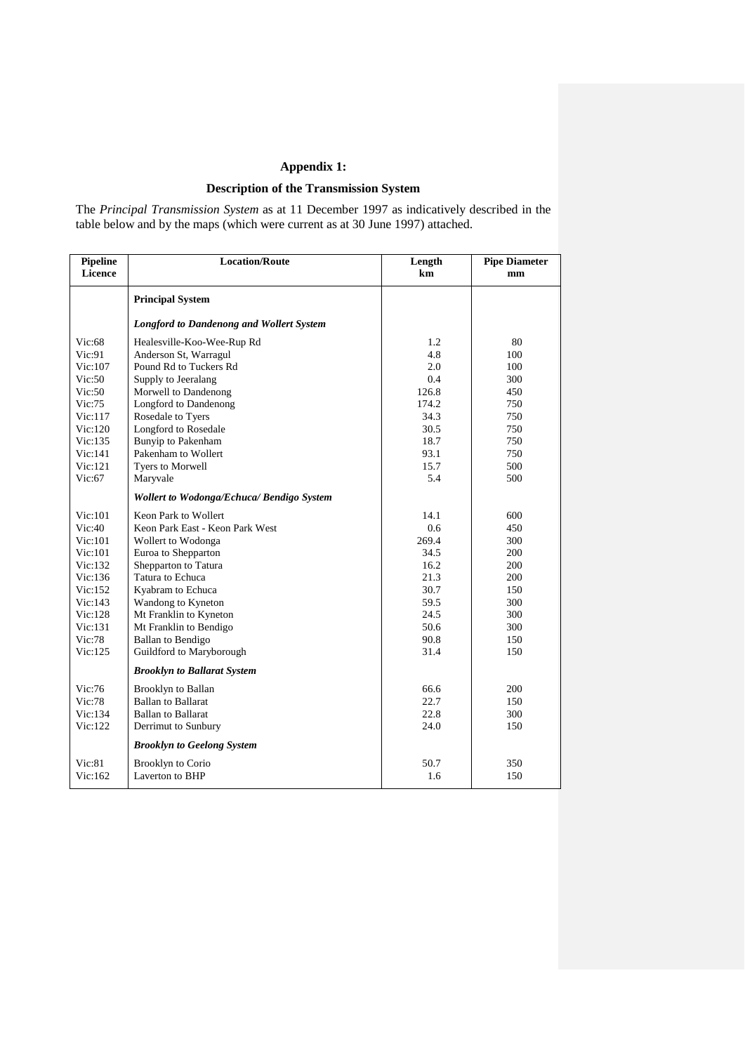# Appendix 1:

## Description of the Transmission System

The *Principal Transmission System* as at 11 December 1997 as indicatively described in the table below and by the maps (which were current as at 30 June 1997) attached.

| Pipeline Licence | Location/Route | Length km | Pipe Diameter mm |
|---|---|---|---|
| | **Principal System** | | |
| | ***Longford to Dandenong and Wollert System*** | | |
| Vic:68 | Healesville-Koo-Wee-Rup Rd | 1.2 | 80 |
| Vic:91 | Anderson St, Warragul | 4.8 | 100 |
| Vic:107 | Pound Rd to Tuckers Rd | 2.0 | 100 |
| Vic:50 | Supply to Jeeralang | 0.4 | 300 |
| Vic:50 | Morwell to Dandenong | 126.8 | 450 |
| Vic:75 | Longford to Dandenong | 174.2 | 750 |
| Vic:117 | Rosedale to Tyers | 34.3 | 750 |
| Vic:120 | Longford to Rosedale | 30.5 | 750 |
| Vic:135 | Bunyip to Pakenham | 18.7 | 750 |
| Vic:141 | Pakenham to Wollert | 93.1 | 750 |
| Vic:121 | Tyers to Morwell | 15.7 | 500 |
| Vic:67 | Maryvale | 5.4 | 500 |
| | ***Wollert to Wodonga/Echuca/ Bendigo System*** | | |
| Vic:101 | Keon Park to Wollert | 14.1 | 600 |
| Vic:40 | Keon Park East - Keon Park West | 0.6 | 450 |
| Vic:101 | Wollert to Wodonga | 269.4 | 300 |
| Vic:101 | Euroa to Shepparton | 34.5 | 200 |
| Vic:132 | Shepparton to Tatura | 16.2 | 200 |
| Vic:136 | Tatura to Echuca | 21.3 | 200 |
| Vic:152 | Kyabram to Echuca | 30.7 | 150 |
| Vic:143 | Wandong to Kyneton | 59.5 | 300 |
| Vic:128 | Mt Franklin to Kyneton | 24.5 | 300 |
| Vic:131 | Mt Franklin to Bendigo | 50.6 | 300 |
| Vic:78 | Ballan to Bendigo | 90.8 | 150 |
| Vic:125 | Guildford to Maryborough | 31.4 | 150 |
| | ***Brooklyn to Ballarat System*** | | |
| Vic:76 | Brooklyn to Ballan | 66.6 | 200 |
| Vic:78 | Ballan to Ballarat | 22.7 | 150 |
| Vic:134 | Ballan to Ballarat | 22.8 | 300 |
| Vic:122 | Derrimut to Sunbury | 24.0 | 150 |
| | ***Brooklyn to Geelong System*** | | |
| Vic:81 | Brooklyn to Corio | 50.7 | 350 |
| Vic:162 | Laverton to BHP | 1.6 | 150 |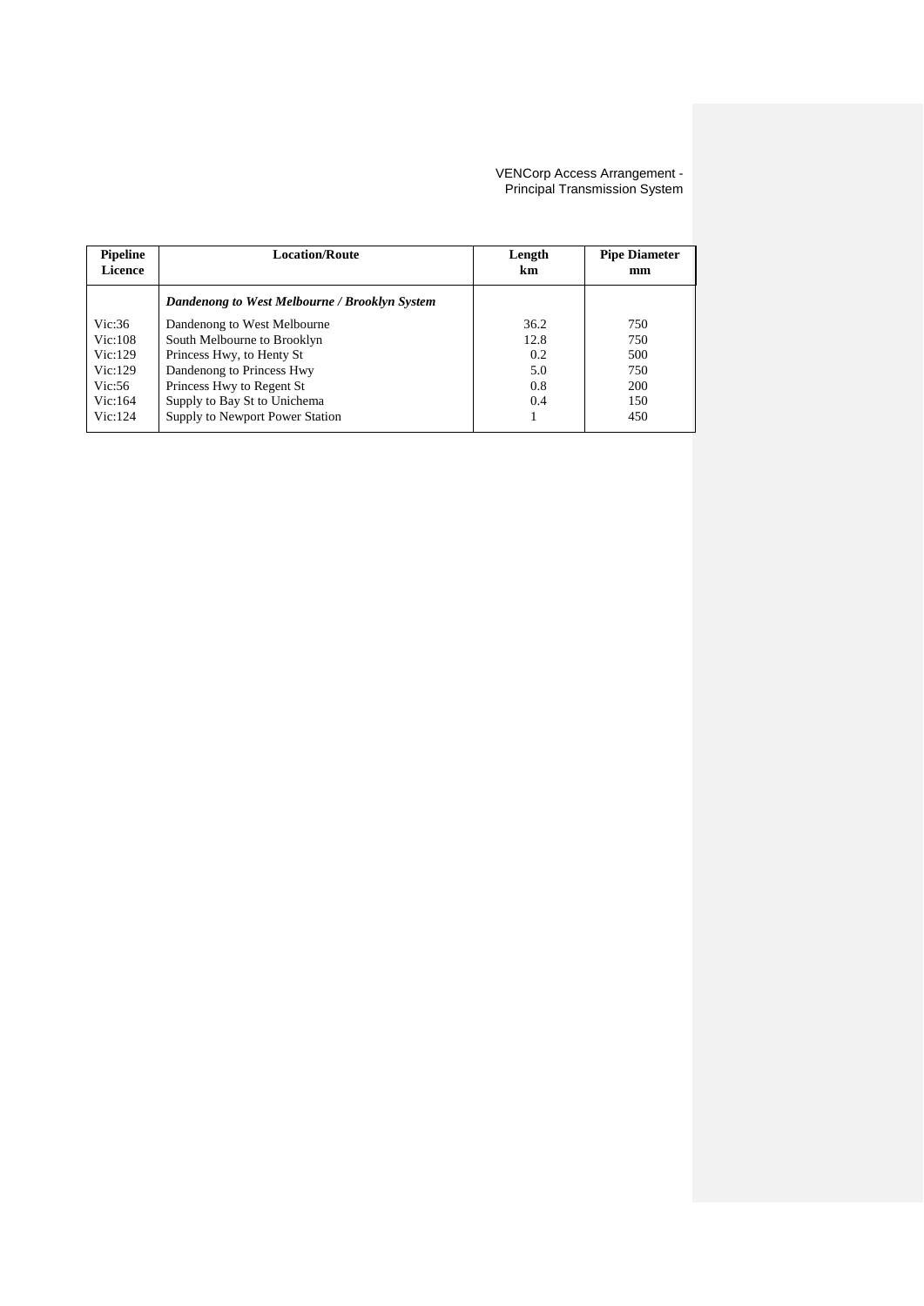| Pipeline Licence | Location/Route | Length km | Pipe Diameter mm |
|---|---|---|---|
| | ***Dandenong to West Melbourne / Brooklyn System*** | | |
| Vic:36 | Dandenong to West Melbourne | 36.2 | 750 |
| Vic:108 | South Melbourne to Brooklyn | 12.8 | 750 |
| Vic:129 | Princess Hwy, to Henty St | 0.2 | 500 |
| Vic:129 | Dandenong to Princess Hwy | 5.0 | 750 |
| Vic:56 | Princess Hwy to Regent St | 0.8 | 200 |
| Vic:164 | Supply to Bay St to Unichema | 0.4 | 150 |
| Vic:124 | Supply to Newport Power Station | 1 | 450 |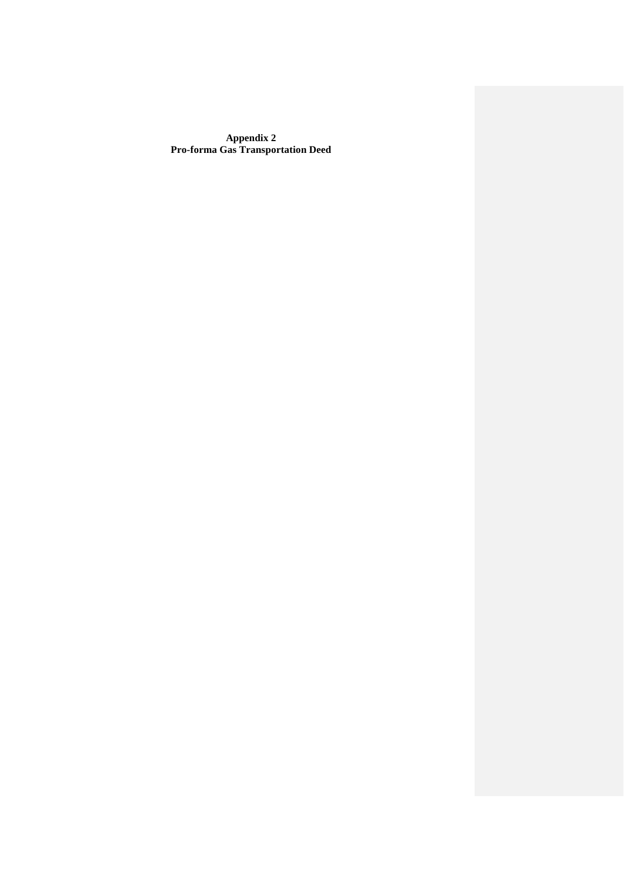**Appendix 2**
**Pro-forma Gas Transportation Deed**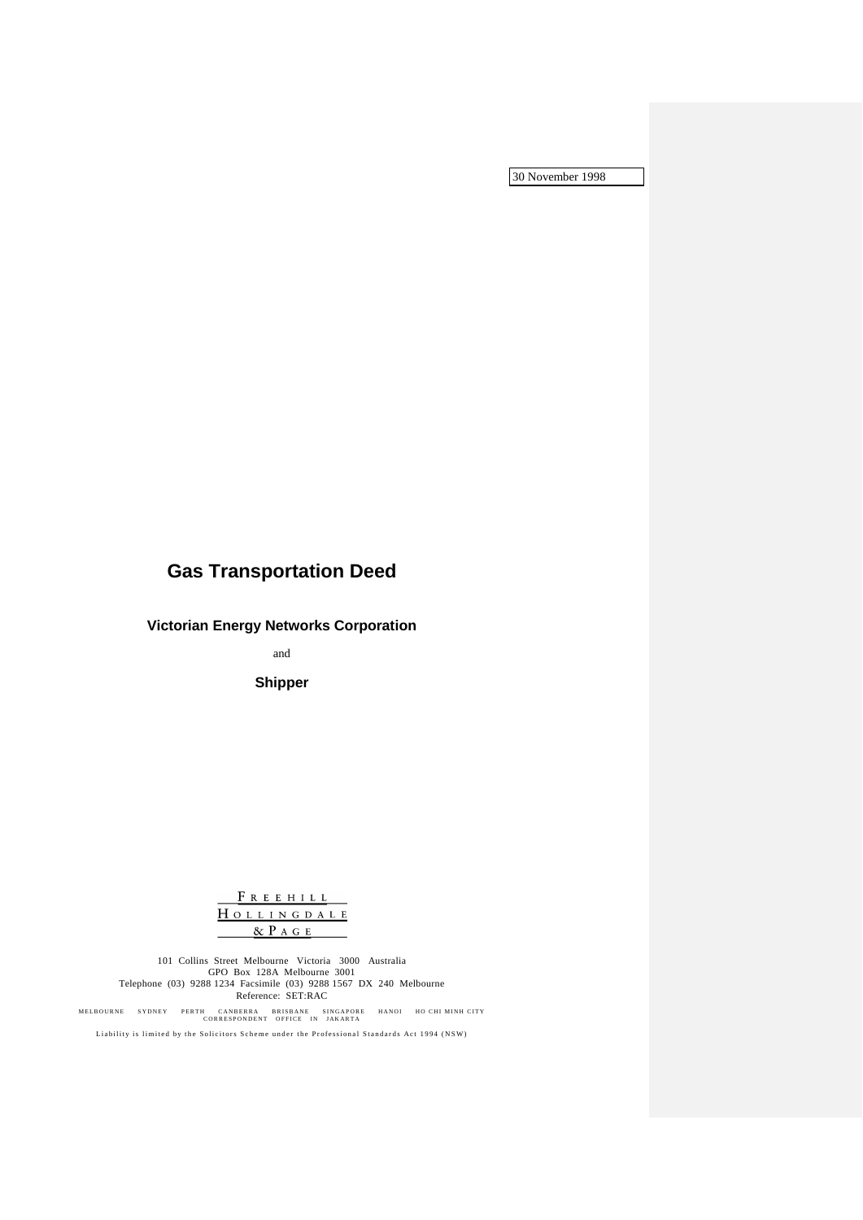30 November 1998

# Gas Transportation Deed

**Victorian Energy Networks Corporation**

and

**Shipper**

FREEHILL
HOLLINGDALE
& PAGE

101 Collins Street Melbourne Victoria 3000 Australia
GPO Box 128A Melbourne 3001
Telephone (03) 9288 1234 Facsimile (03) 9288 1567 DX 240 Melbourne
Reference: SET:RAC

MELBOURNE SYDNEY PERTH CANBERRA BRISBANE SINGAPORE HANOI HO CHI MINH CITY
CORRESPONDENT OFFICE IN JAKARTA

Liability is limited by the Solicitors Scheme under the Professional Standards Act 1994 (NSW)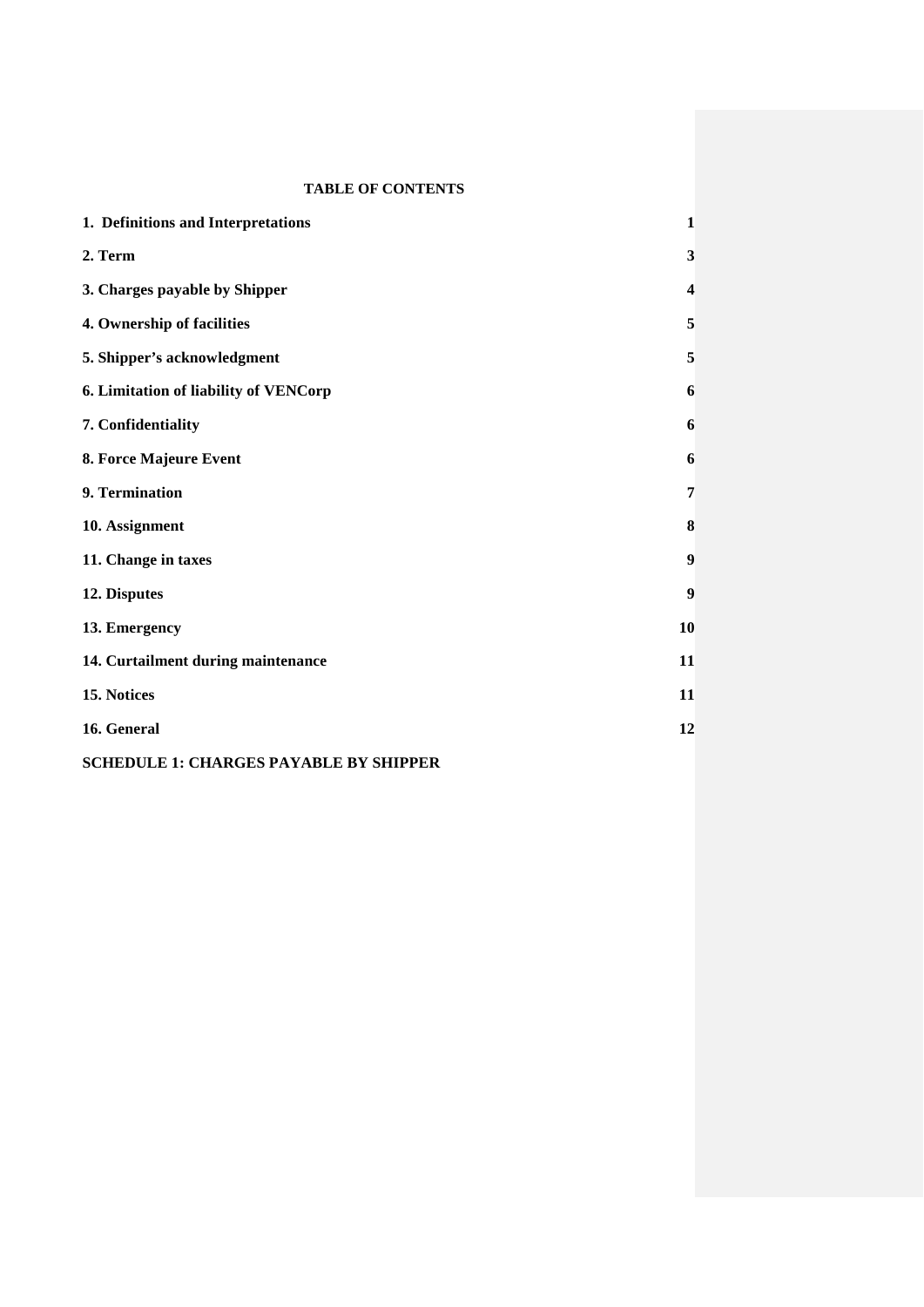**TABLE OF CONTENTS**

| | |
|---|---|
| **1. Definitions and Interpretations** | **1** |
| **2. Term** | **3** |
| **3. Charges payable by Shipper** | **4** |
| **4. Ownership of facilities** | **5** |
| **5. Shipper's acknowledgment** | **5** |
| **6. Limitation of liability of VENCorp** | **6** |
| **7. Confidentiality** | **6** |
| **8. Force Majeure Event** | **6** |
| **9. Termination** | **7** |
| **10. Assignment** | **8** |
| **11. Change in taxes** | **9** |
| **12. Disputes** | **9** |
| **13. Emergency** | **10** |
| **14. Curtailment during maintenance** | **11** |
| **15. Notices** | **11** |
| **16. General** | **12** |
| **SCHEDULE 1: CHARGES PAYABLE BY SHIPPER** | |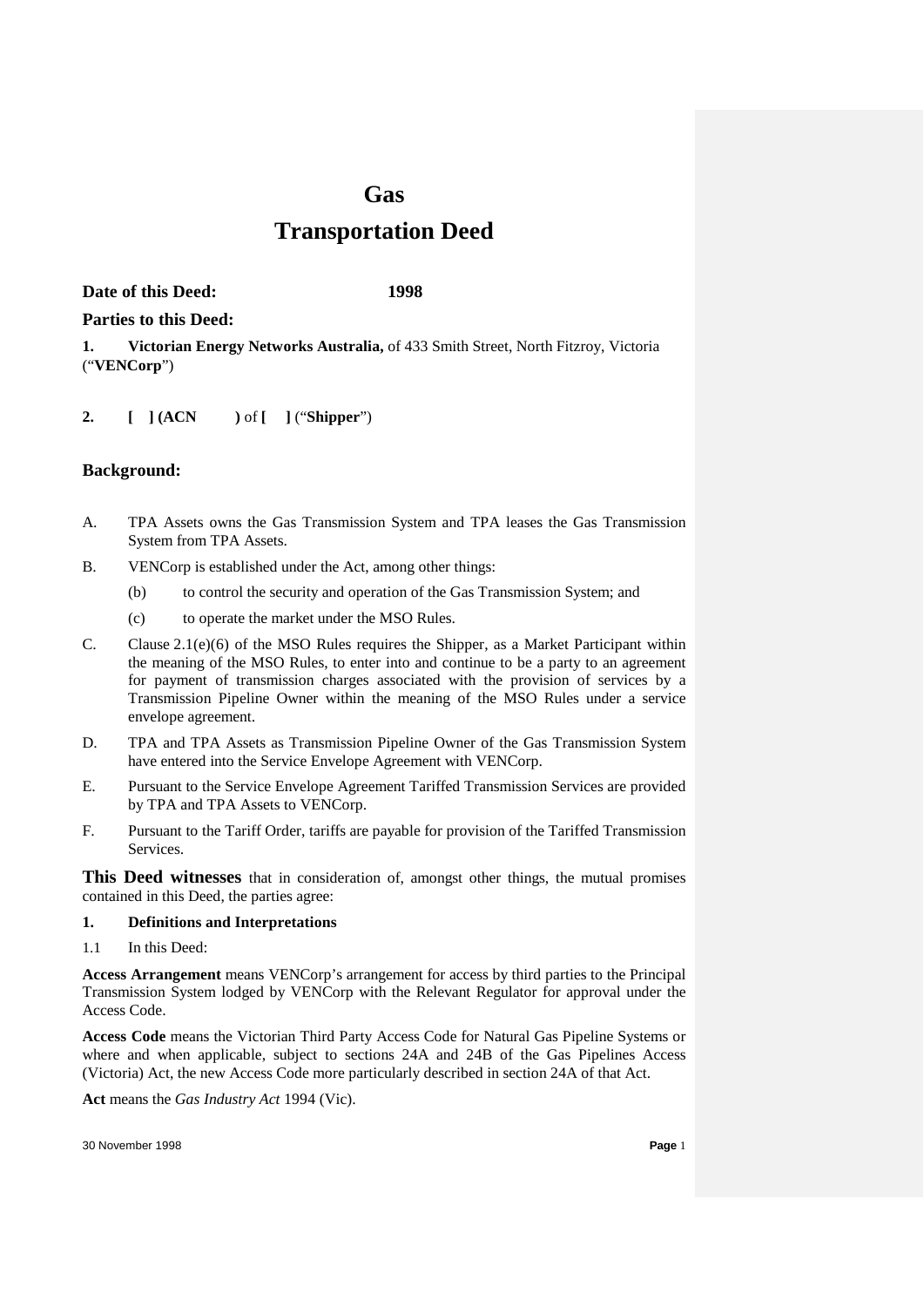# Gas

# Transportation Deed

**Date of this Deed:** **1998**

**Parties to this Deed:**

**1. Victorian Energy Networks Australia,** of 433 Smith Street, North Fitzroy, Victoria ("**VENCorp**")

**2. [ ] (ACN )** of **[ ]** ("**Shipper**")

## Background:

A. TPA Assets owns the Gas Transmission System and TPA leases the Gas Transmission System from TPA Assets.

B. VENCorp is established under the Act, among other things:

   (b) to control the security and operation of the Gas Transmission System; and

   (c) to operate the market under the MSO Rules.

C. Clause 2.1(e)(6) of the MSO Rules requires the Shipper, as a Market Participant within the meaning of the MSO Rules, to enter into and continue to be a party to an agreement for payment of transmission charges associated with the provision of services by a Transmission Pipeline Owner within the meaning of the MSO Rules under a service envelope agreement.

D. TPA and TPA Assets as Transmission Pipeline Owner of the Gas Transmission System have entered into the Service Envelope Agreement with VENCorp.

E. Pursuant to the Service Envelope Agreement Tariffed Transmission Services are provided by TPA and TPA Assets to VENCorp.

F. Pursuant to the Tariff Order, tariffs are payable for provision of the Tariffed Transmission Services.

**This Deed witnesses** that in consideration of, amongst other things, the mutual promises contained in this Deed, the parties agree:

**1. Definitions and Interpretations**

1.1 In this Deed:

**Access Arrangement** means VENCorp's arrangement for access by third parties to the Principal Transmission System lodged by VENCorp with the Relevant Regulator for approval under the Access Code.

**Access Code** means the Victorian Third Party Access Code for Natural Gas Pipeline Systems or where and when applicable, subject to sections 24A and 24B of the Gas Pipelines Access (Victoria) Act, the new Access Code more particularly described in section 24A of that Act.

**Act** means the *Gas Industry Act* 1994 (Vic).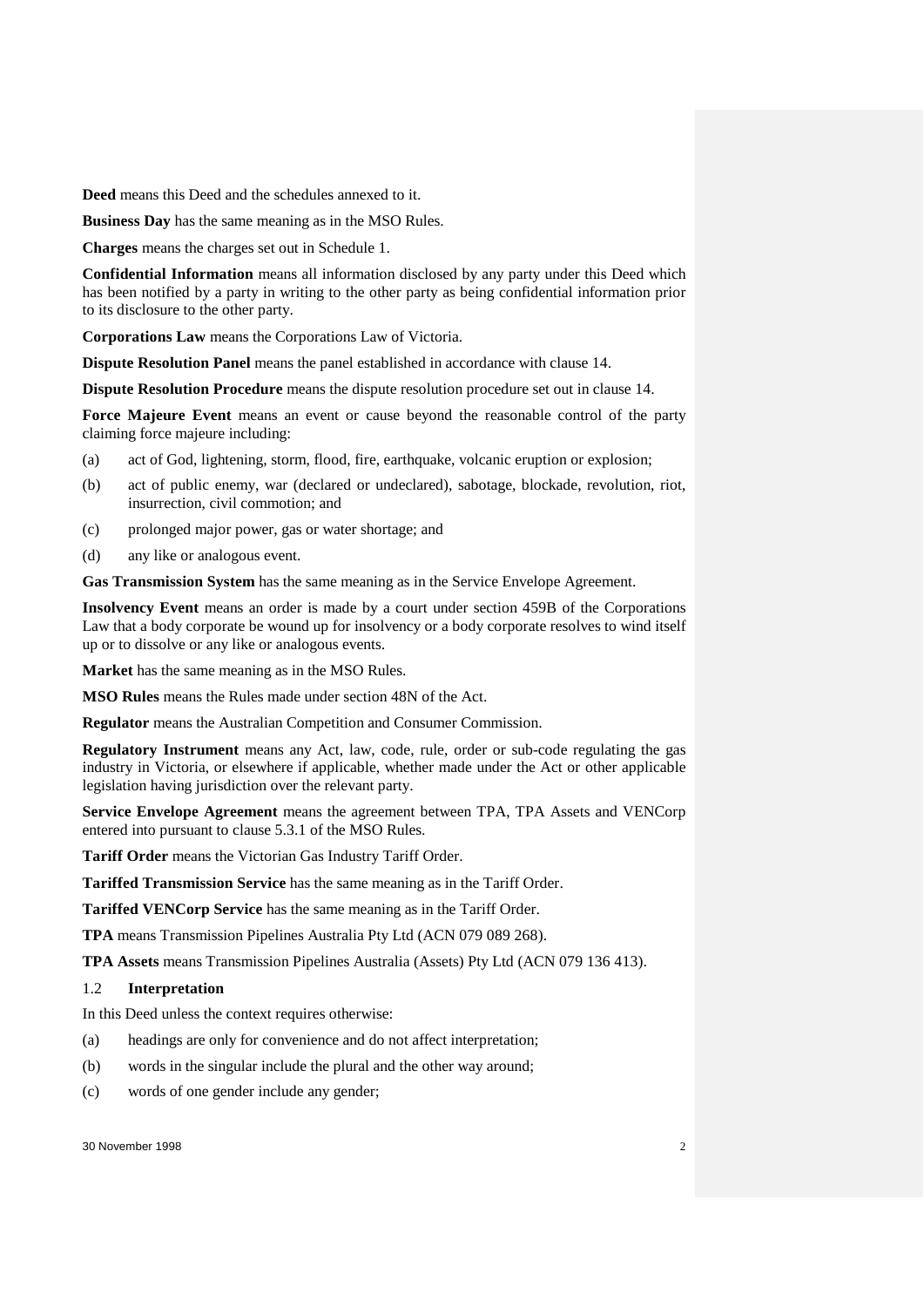**Deed** means this Deed and the schedules annexed to it.

**Business Day** has the same meaning as in the MSO Rules.

**Charges** means the charges set out in Schedule 1.

**Confidential Information** means all information disclosed by any party under this Deed which has been notified by a party in writing to the other party as being confidential information prior to its disclosure to the other party.

**Corporations Law** means the Corporations Law of Victoria.

**Dispute Resolution Panel** means the panel established in accordance with clause 14.

**Dispute Resolution Procedure** means the dispute resolution procedure set out in clause 14.

**Force Majeure Event** means an event or cause beyond the reasonable control of the party claiming force majeure including:

(a) act of God, lightening, storm, flood, fire, earthquake, volcanic eruption or explosion;

(b) act of public enemy, war (declared or undeclared), sabotage, blockade, revolution, riot, insurrection, civil commotion; and

(c) prolonged major power, gas or water shortage; and

(d) any like or analogous event.

**Gas Transmission System** has the same meaning as in the Service Envelope Agreement.

**Insolvency Event** means an order is made by a court under section 459B of the Corporations Law that a body corporate be wound up for insolvency or a body corporate resolves to wind itself up or to dissolve or any like or analogous events.

**Market** has the same meaning as in the MSO Rules.

**MSO Rules** means the Rules made under section 48N of the Act.

**Regulator** means the Australian Competition and Consumer Commission.

**Regulatory Instrument** means any Act, law, code, rule, order or sub-code regulating the gas industry in Victoria, or elsewhere if applicable, whether made under the Act or other applicable legislation having jurisdiction over the relevant party.

**Service Envelope Agreement** means the agreement between TPA, TPA Assets and VENCorp entered into pursuant to clause 5.3.1 of the MSO Rules.

**Tariff Order** means the Victorian Gas Industry Tariff Order.

**Tariffed Transmission Service** has the same meaning as in the Tariff Order.

**Tariffed VENCorp Service** has the same meaning as in the Tariff Order.

**TPA** means Transmission Pipelines Australia Pty Ltd (ACN 079 089 268).

**TPA Assets** means Transmission Pipelines Australia (Assets) Pty Ltd (ACN 079 136 413).

### 1.2 **Interpretation**

In this Deed unless the context requires otherwise:

(a) headings are only for convenience and do not affect interpretation;

(b) words in the singular include the plural and the other way around;

(c) words of one gender include any gender;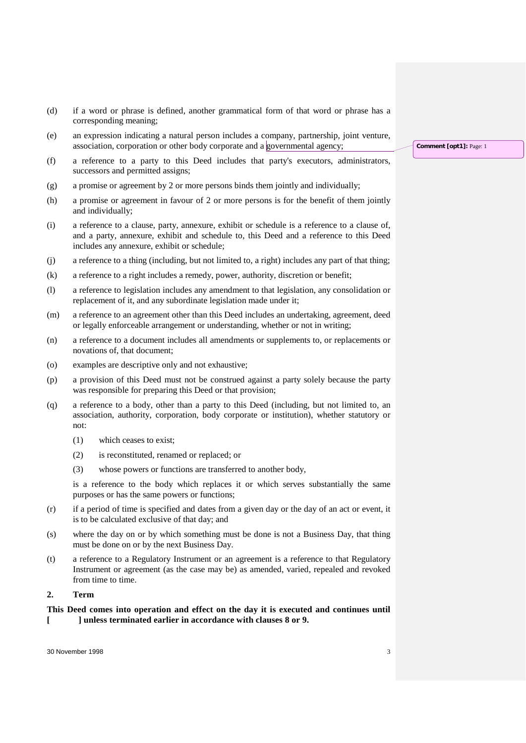(d) if a word or phrase is defined, another grammatical form of that word or phrase has a corresponding meaning;

(e) an expression indicating a natural person includes a company, partnership, joint venture, association, corporation or other body corporate and a governmental agency;

Comment [opt1]: Page: 1

(f) a reference to a party to this Deed includes that party's executors, administrators, successors and permitted assigns;

(g) a promise or agreement by 2 or more persons binds them jointly and individually;

(h) a promise or agreement in favour of 2 or more persons is for the benefit of them jointly and individually;

(i) a reference to a clause, party, annexure, exhibit or schedule is a reference to a clause of, and a party, annexure, exhibit and schedule to, this Deed and a reference to this Deed includes any annexure, exhibit or schedule;

(j) a reference to a thing (including, but not limited to, a right) includes any part of that thing;

(k) a reference to a right includes a remedy, power, authority, discretion or benefit;

(l) a reference to legislation includes any amendment to that legislation, any consolidation or replacement of it, and any subordinate legislation made under it;

(m) a reference to an agreement other than this Deed includes an undertaking, agreement, deed or legally enforceable arrangement or understanding, whether or not in writing;

(n) a reference to a document includes all amendments or supplements to, or replacements or novations of, that document;

(o) examples are descriptive only and not exhaustive;

(p) a provision of this Deed must not be construed against a party solely because the party was responsible for preparing this Deed or that provision;

(q) a reference to a body, other than a party to this Deed (including, but not limited to, an association, authority, corporation, body corporate or institution), whether statutory or not:

  (1) which ceases to exist;

  (2) is reconstituted, renamed or replaced; or

  (3) whose powers or functions are transferred to another body,

  is a reference to the body which replaces it or which serves substantially the same purposes or has the same powers or functions;

(r) if a period of time is specified and dates from a given day or the day of an act or event, it is to be calculated exclusive of that day; and

(s) where the day on or by which something must be done is not a Business Day, that thing must be done on or by the next Business Day.

(t) a reference to a Regulatory Instrument or an agreement is a reference to that Regulatory Instrument or agreement (as the case may be) as amended, varied, repealed and revoked from time to time.

## 2. Term

**This Deed comes into operation and effect on the day it is executed and continues until [ ] unless terminated earlier in accordance with clauses 8 or 9.**

30 November 1998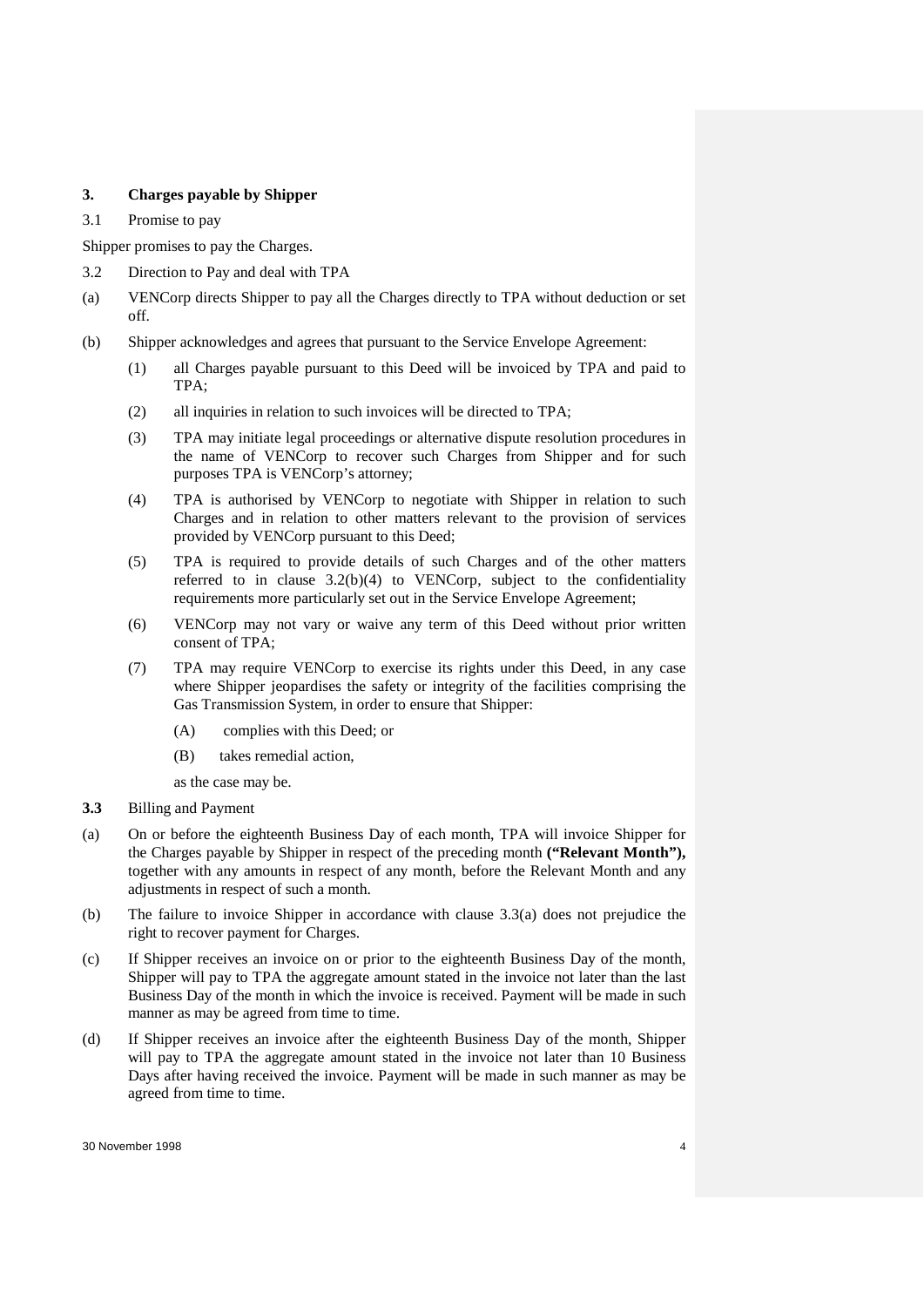## 3. Charges payable by Shipper

3.1 Promise to pay

Shipper promises to pay the Charges.

3.2 Direction to Pay and deal with TPA

(a) VENCorp directs Shipper to pay all the Charges directly to TPA without deduction or set off.

(b) Shipper acknowledges and agrees that pursuant to the Service Envelope Agreement:

(1) all Charges payable pursuant to this Deed will be invoiced by TPA and paid to TPA;

(2) all inquiries in relation to such invoices will be directed to TPA;

(3) TPA may initiate legal proceedings or alternative dispute resolution procedures in the name of VENCorp to recover such Charges from Shipper and for such purposes TPA is VENCorp's attorney;

(4) TPA is authorised by VENCorp to negotiate with Shipper in relation to such Charges and in relation to other matters relevant to the provision of services provided by VENCorp pursuant to this Deed;

(5) TPA is required to provide details of such Charges and of the other matters referred to in clause 3.2(b)(4) to VENCorp, subject to the confidentiality requirements more particularly set out in the Service Envelope Agreement;

(6) VENCorp may not vary or waive any term of this Deed without prior written consent of TPA;

(7) TPA may require VENCorp to exercise its rights under this Deed, in any case where Shipper jeopardises the safety or integrity of the facilities comprising the Gas Transmission System, in order to ensure that Shipper:

(A) complies with this Deed; or

(B) takes remedial action,

as the case may be.

**3.3** Billing and Payment

(a) On or before the eighteenth Business Day of each month, TPA will invoice Shipper for the Charges payable by Shipper in respect of the preceding month **("Relevant Month"),** together with any amounts in respect of any month, before the Relevant Month and any adjustments in respect of such a month.

(b) The failure to invoice Shipper in accordance with clause 3.3(a) does not prejudice the right to recover payment for Charges.

(c) If Shipper receives an invoice on or prior to the eighteenth Business Day of the month, Shipper will pay to TPA the aggregate amount stated in the invoice not later than the last Business Day of the month in which the invoice is received. Payment will be made in such manner as may be agreed from time to time.

(d) If Shipper receives an invoice after the eighteenth Business Day of the month, Shipper will pay to TPA the aggregate amount stated in the invoice not later than 10 Business Days after having received the invoice. Payment will be made in such manner as may be agreed from time to time.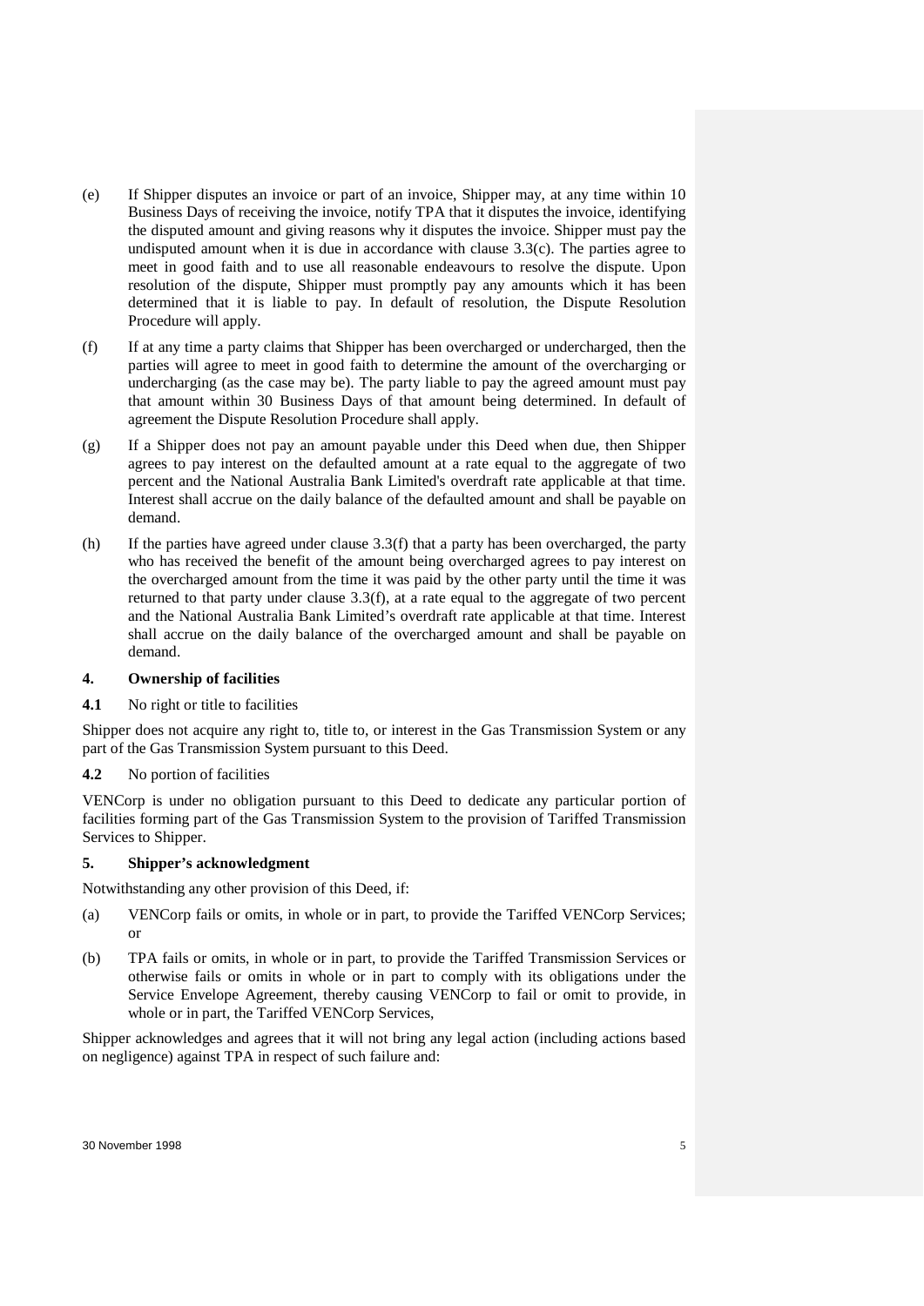(e) If Shipper disputes an invoice or part of an invoice, Shipper may, at any time within 10 Business Days of receiving the invoice, notify TPA that it disputes the invoice, identifying the disputed amount and giving reasons why it disputes the invoice. Shipper must pay the undisputed amount when it is due in accordance with clause 3.3(c). The parties agree to meet in good faith and to use all reasonable endeavours to resolve the dispute. Upon resolution of the dispute, Shipper must promptly pay any amounts which it has been determined that it is liable to pay. In default of resolution, the Dispute Resolution Procedure will apply.

(f) If at any time a party claims that Shipper has been overcharged or undercharged, then the parties will agree to meet in good faith to determine the amount of the overcharging or undercharging (as the case may be). The party liable to pay the agreed amount must pay that amount within 30 Business Days of that amount being determined. In default of agreement the Dispute Resolution Procedure shall apply.

(g) If a Shipper does not pay an amount payable under this Deed when due, then Shipper agrees to pay interest on the defaulted amount at a rate equal to the aggregate of two percent and the National Australia Bank Limited's overdraft rate applicable at that time. Interest shall accrue on the daily balance of the defaulted amount and shall be payable on demand.

(h) If the parties have agreed under clause 3.3(f) that a party has been overcharged, the party who has received the benefit of the amount being overcharged agrees to pay interest on the overcharged amount from the time it was paid by the other party until the time it was returned to that party under clause 3.3(f), at a rate equal to the aggregate of two percent and the National Australia Bank Limited's overdraft rate applicable at that time. Interest shall accrue on the daily balance of the overcharged amount and shall be payable on demand.

## 4. Ownership of facilities

**4.1** No right or title to facilities

Shipper does not acquire any right to, title to, or interest in the Gas Transmission System or any part of the Gas Transmission System pursuant to this Deed.

**4.2** No portion of facilities

VENCorp is under no obligation pursuant to this Deed to dedicate any particular portion of facilities forming part of the Gas Transmission System to the provision of Tariffed Transmission Services to Shipper.

## 5. Shipper's acknowledgment

Notwithstanding any other provision of this Deed, if:

(a) VENCorp fails or omits, in whole or in part, to provide the Tariffed VENCorp Services; or

(b) TPA fails or omits, in whole or in part, to provide the Tariffed Transmission Services or otherwise fails or omits in whole or in part to comply with its obligations under the Service Envelope Agreement, thereby causing VENCorp to fail or omit to provide, in whole or in part, the Tariffed VENCorp Services,

Shipper acknowledges and agrees that it will not bring any legal action (including actions based on negligence) against TPA in respect of such failure and: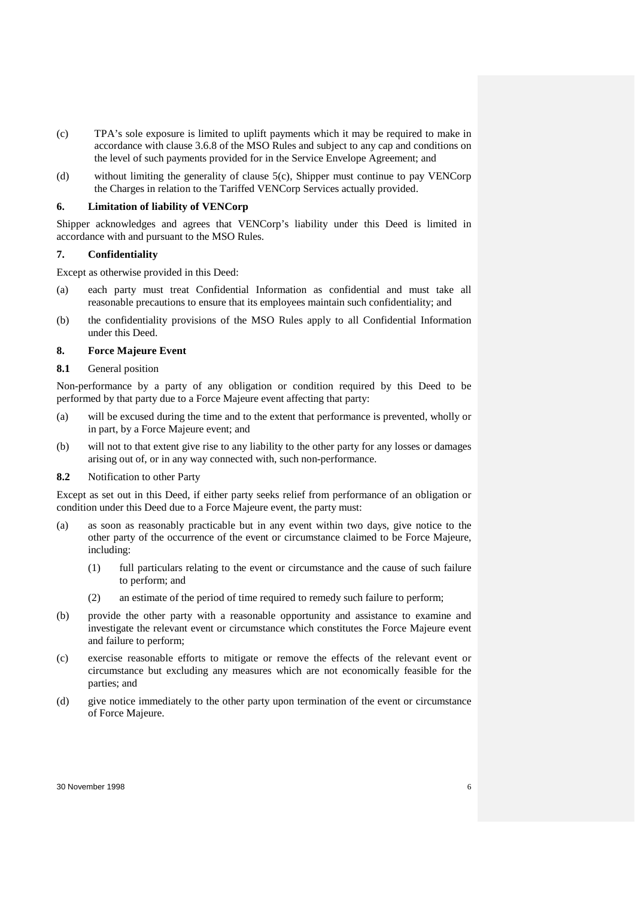(c) TPA's sole exposure is limited to uplift payments which it may be required to make in accordance with clause 3.6.8 of the MSO Rules and subject to any cap and conditions on the level of such payments provided for in the Service Envelope Agreement; and

(d) without limiting the generality of clause 5(c), Shipper must continue to pay VENCorp the Charges in relation to the Tariffed VENCorp Services actually provided.

## 6. Limitation of liability of VENCorp

Shipper acknowledges and agrees that VENCorp's liability under this Deed is limited in accordance with and pursuant to the MSO Rules.

## 7. Confidentiality

Except as otherwise provided in this Deed:

(a) each party must treat Confidential Information as confidential and must take all reasonable precautions to ensure that its employees maintain such confidentiality; and

(b) the confidentiality provisions of the MSO Rules apply to all Confidential Information under this Deed.

## 8. Force Majeure Event

### 8.1 General position

Non-performance by a party of any obligation or condition required by this Deed to be performed by that party due to a Force Majeure event affecting that party:

(a) will be excused during the time and to the extent that performance is prevented, wholly or in part, by a Force Majeure event; and

(b) will not to that extent give rise to any liability to the other party for any losses or damages arising out of, or in any way connected with, such non-performance.

### 8.2 Notification to other Party

Except as set out in this Deed, if either party seeks relief from performance of an obligation or condition under this Deed due to a Force Majeure event, the party must:

(a) as soon as reasonably practicable but in any event within two days, give notice to the other party of the occurrence of the event or circumstance claimed to be Force Majeure, including:

  (1) full particulars relating to the event or circumstance and the cause of such failure to perform; and

  (2) an estimate of the period of time required to remedy such failure to perform;

(b) provide the other party with a reasonable opportunity and assistance to examine and investigate the relevant event or circumstance which constitutes the Force Majeure event and failure to perform;

(c) exercise reasonable efforts to mitigate or remove the effects of the relevant event or circumstance but excluding any measures which are not economically feasible for the parties; and

(d) give notice immediately to the other party upon termination of the event or circumstance of Force Majeure.

30 November 1998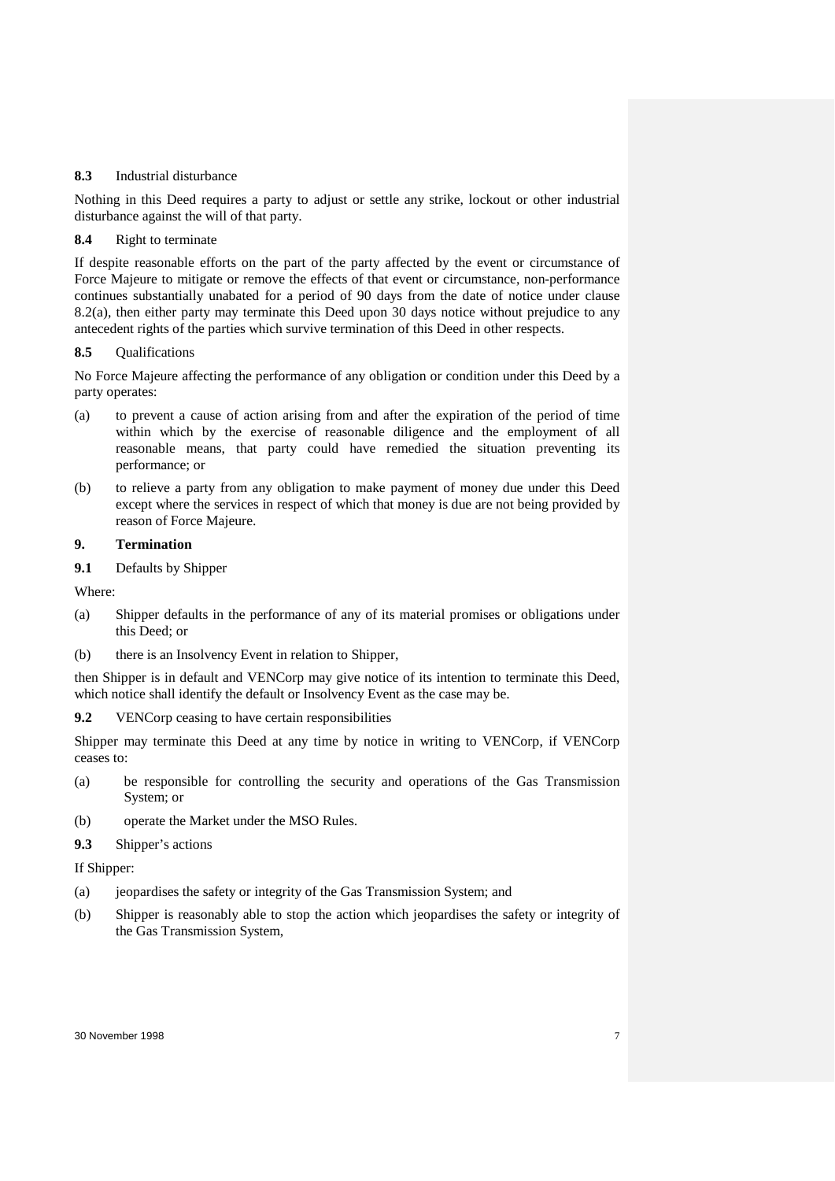**8.3** Industrial disturbance

Nothing in this Deed requires a party to adjust or settle any strike, lockout or other industrial disturbance against the will of that party.

**8.4** Right to terminate

If despite reasonable efforts on the part of the party affected by the event or circumstance of Force Majeure to mitigate or remove the effects of that event or circumstance, non-performance continues substantially unabated for a period of 90 days from the date of notice under clause 8.2(a), then either party may terminate this Deed upon 30 days notice without prejudice to any antecedent rights of the parties which survive termination of this Deed in other respects.

**8.5** Qualifications

No Force Majeure affecting the performance of any obligation or condition under this Deed by a party operates:

(a) to prevent a cause of action arising from and after the expiration of the period of time within which by the exercise of reasonable diligence and the employment of all reasonable means, that party could have remedied the situation preventing its performance; or

(b) to relieve a party from any obligation to make payment of money due under this Deed except where the services in respect of which that money is due are not being provided by reason of Force Majeure.

**9. Termination**

**9.1** Defaults by Shipper

Where:

(a) Shipper defaults in the performance of any of its material promises or obligations under this Deed; or

(b) there is an Insolvency Event in relation to Shipper,

then Shipper is in default and VENCorp may give notice of its intention to terminate this Deed, which notice shall identify the default or Insolvency Event as the case may be.

**9.2** VENCorp ceasing to have certain responsibilities

Shipper may terminate this Deed at any time by notice in writing to VENCorp, if VENCorp ceases to:

(a) be responsible for controlling the security and operations of the Gas Transmission System; or

(b) operate the Market under the MSO Rules.

**9.3** Shipper's actions

If Shipper:

(a) jeopardises the safety or integrity of the Gas Transmission System; and

(b) Shipper is reasonably able to stop the action which jeopardises the safety or integrity of the Gas Transmission System,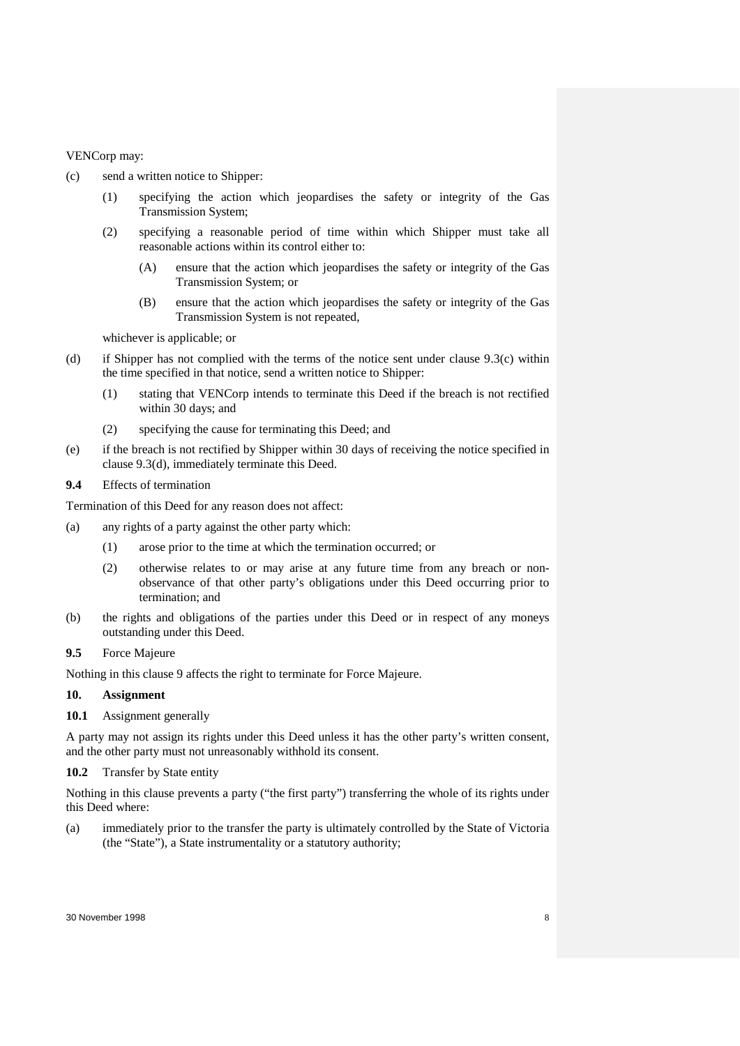VENCorp may:

(c) send a written notice to Shipper:

  (1) specifying the action which jeopardises the safety or integrity of the Gas Transmission System;

  (2) specifying a reasonable period of time within which Shipper must take all reasonable actions within its control either to:

    (A) ensure that the action which jeopardises the safety or integrity of the Gas Transmission System; or

    (B) ensure that the action which jeopardises the safety or integrity of the Gas Transmission System is not repeated,

  whichever is applicable; or

(d) if Shipper has not complied with the terms of the notice sent under clause 9.3(c) within the time specified in that notice, send a written notice to Shipper:

  (1) stating that VENCorp intends to terminate this Deed if the breach is not rectified within 30 days; and

  (2) specifying the cause for terminating this Deed; and

(e) if the breach is not rectified by Shipper within 30 days of receiving the notice specified in clause 9.3(d), immediately terminate this Deed.

**9.4** Effects of termination

Termination of this Deed for any reason does not affect:

(a) any rights of a party against the other party which:

  (1) arose prior to the time at which the termination occurred; or

  (2) otherwise relates to or may arise at any future time from any breach or non-observance of that other party's obligations under this Deed occurring prior to termination; and

(b) the rights and obligations of the parties under this Deed or in respect of any moneys outstanding under this Deed.

**9.5** Force Majeure

Nothing in this clause 9 affects the right to terminate for Force Majeure.

## 10. Assignment

**10.1** Assignment generally

A party may not assign its rights under this Deed unless it has the other party's written consent, and the other party must not unreasonably withhold its consent.

**10.2** Transfer by State entity

Nothing in this clause prevents a party ("the first party") transferring the whole of its rights under this Deed where:

(a) immediately prior to the transfer the party is ultimately controlled by the State of Victoria (the "State"), a State instrumentality or a statutory authority;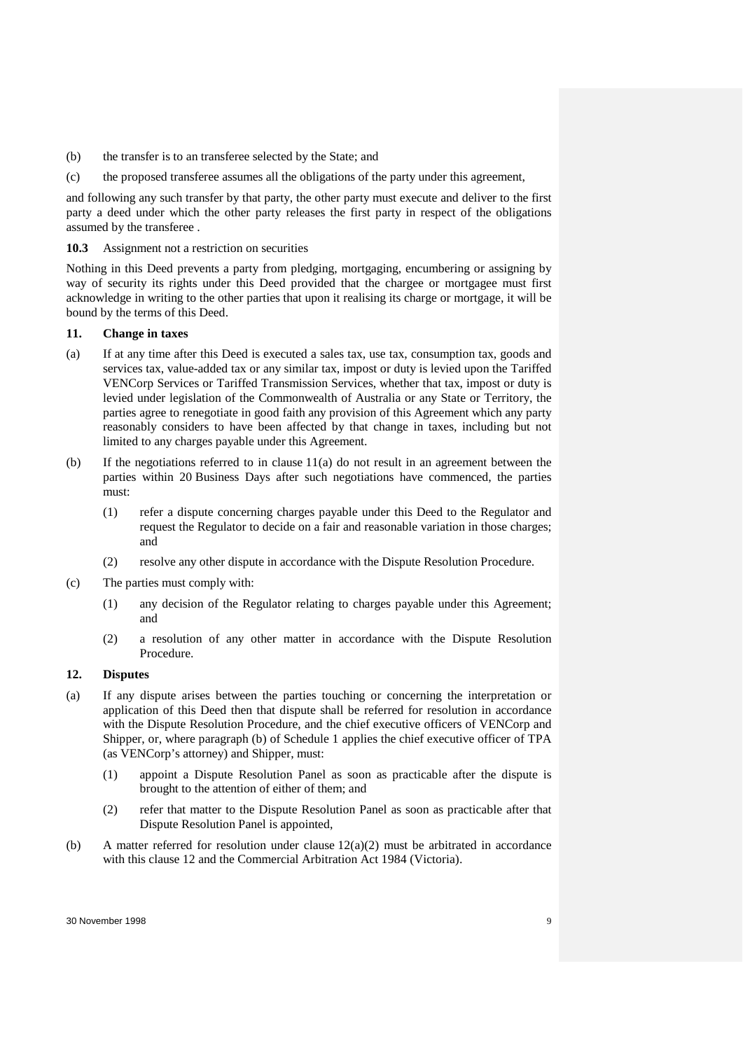(b) the transfer is to an transferee selected by the State; and

(c) the proposed transferee assumes all the obligations of the party under this agreement,

and following any such transfer by that party, the other party must execute and deliver to the first party a deed under which the other party releases the first party in respect of the obligations assumed by the transferee .

**10.3** Assignment not a restriction on securities

Nothing in this Deed prevents a party from pledging, mortgaging, encumbering or assigning by way of security its rights under this Deed provided that the chargee or mortgagee must first acknowledge in writing to the other parties that upon it realising its charge or mortgage, it will be bound by the terms of this Deed.

**11. Change in taxes**

(a) If at any time after this Deed is executed a sales tax, use tax, consumption tax, goods and services tax, value-added tax or any similar tax, impost or duty is levied upon the Tariffed VENCorp Services or Tariffed Transmission Services, whether that tax, impost or duty is levied under legislation of the Commonwealth of Australia or any State or Territory, the parties agree to renegotiate in good faith any provision of this Agreement which any party reasonably considers to have been affected by that change in taxes, including but not limited to any charges payable under this Agreement.

(b) If the negotiations referred to in clause 11(a) do not result in an agreement between the parties within 20 Business Days after such negotiations have commenced, the parties must:

   (1) refer a dispute concerning charges payable under this Deed to the Regulator and request the Regulator to decide on a fair and reasonable variation in those charges; and

   (2) resolve any other dispute in accordance with the Dispute Resolution Procedure.

(c) The parties must comply with:

   (1) any decision of the Regulator relating to charges payable under this Agreement; and

   (2) a resolution of any other matter in accordance with the Dispute Resolution Procedure.

**12. Disputes**

(a) If any dispute arises between the parties touching or concerning the interpretation or application of this Deed then that dispute shall be referred for resolution in accordance with the Dispute Resolution Procedure, and the chief executive officers of VENCorp and Shipper, or, where paragraph (b) of Schedule 1 applies the chief executive officer of TPA (as VENCorp's attorney) and Shipper, must:

   (1) appoint a Dispute Resolution Panel as soon as practicable after the dispute is brought to the attention of either of them; and

   (2) refer that matter to the Dispute Resolution Panel as soon as practicable after that Dispute Resolution Panel is appointed,

(b) A matter referred for resolution under clause 12(a)(2) must be arbitrated in accordance with this clause 12 and the Commercial Arbitration Act 1984 (Victoria).

30 November 1998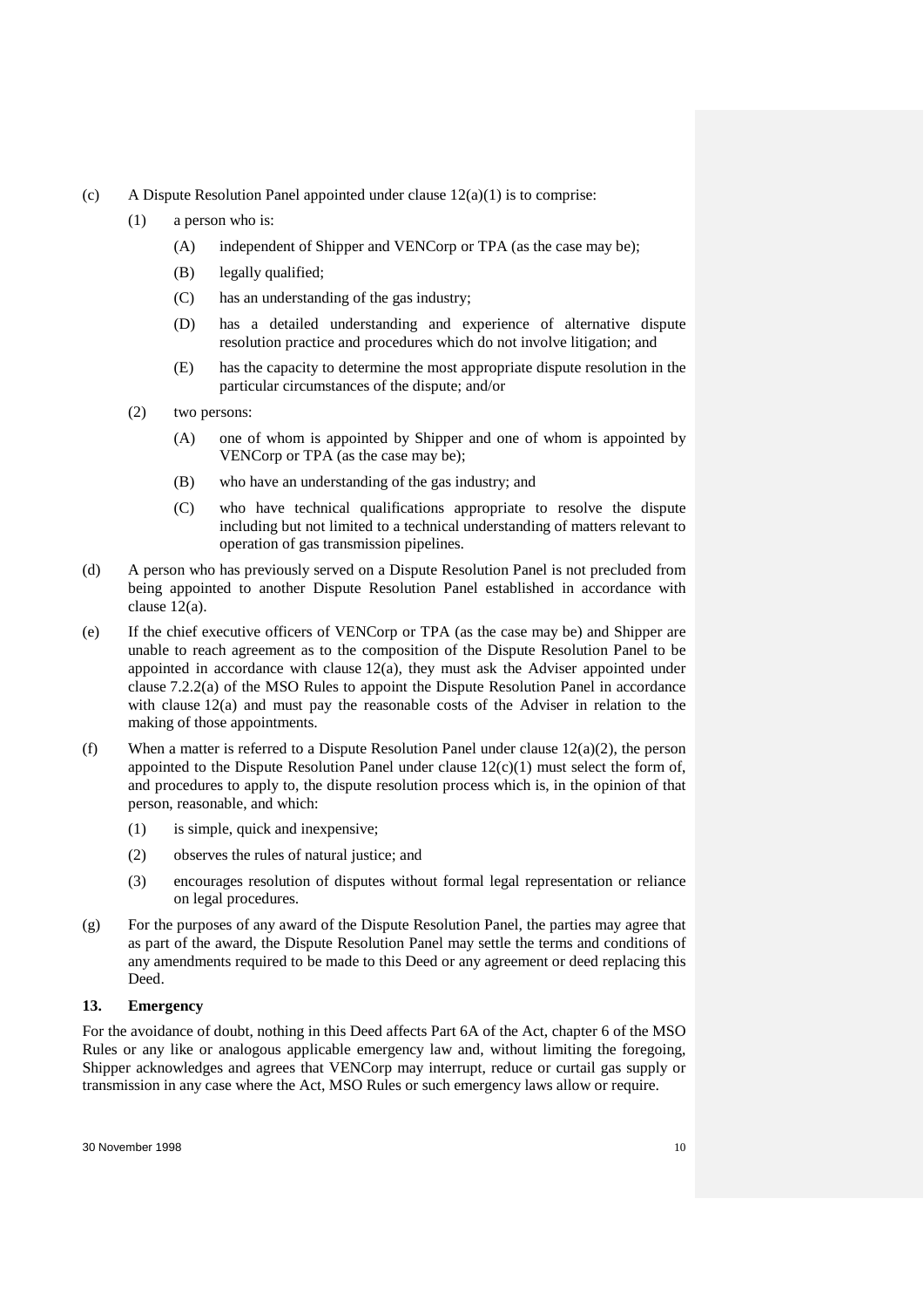(c) A Dispute Resolution Panel appointed under clause 12(a)(1) is to comprise:

   (1) a person who is:

      (A) independent of Shipper and VENCorp or TPA (as the case may be);

      (B) legally qualified;

      (C) has an understanding of the gas industry;

      (D) has a detailed understanding and experience of alternative dispute resolution practice and procedures which do not involve litigation; and

      (E) has the capacity to determine the most appropriate dispute resolution in the particular circumstances of the dispute; and/or

   (2) two persons:

      (A) one of whom is appointed by Shipper and one of whom is appointed by VENCorp or TPA (as the case may be);

      (B) who have an understanding of the gas industry; and

      (C) who have technical qualifications appropriate to resolve the dispute including but not limited to a technical understanding of matters relevant to operation of gas transmission pipelines.

(d) A person who has previously served on a Dispute Resolution Panel is not precluded from being appointed to another Dispute Resolution Panel established in accordance with clause 12(a).

(e) If the chief executive officers of VENCorp or TPA (as the case may be) and Shipper are unable to reach agreement as to the composition of the Dispute Resolution Panel to be appointed in accordance with clause 12(a), they must ask the Adviser appointed under clause 7.2.2(a) of the MSO Rules to appoint the Dispute Resolution Panel in accordance with clause 12(a) and must pay the reasonable costs of the Adviser in relation to the making of those appointments.

(f) When a matter is referred to a Dispute Resolution Panel under clause 12(a)(2), the person appointed to the Dispute Resolution Panel under clause 12(c)(1) must select the form of, and procedures to apply to, the dispute resolution process which is, in the opinion of that person, reasonable, and which:

   (1) is simple, quick and inexpensive;

   (2) observes the rules of natural justice; and

   (3) encourages resolution of disputes without formal legal representation or reliance on legal procedures.

(g) For the purposes of any award of the Dispute Resolution Panel, the parties may agree that as part of the award, the Dispute Resolution Panel may settle the terms and conditions of any amendments required to be made to this Deed or any agreement or deed replacing this Deed.

### 13. Emergency

For the avoidance of doubt, nothing in this Deed affects Part 6A of the Act, chapter 6 of the MSO Rules or any like or analogous applicable emergency law and, without limiting the foregoing, Shipper acknowledges and agrees that VENCorp may interrupt, reduce or curtail gas supply or transmission in any case where the Act, MSO Rules or such emergency laws allow or require.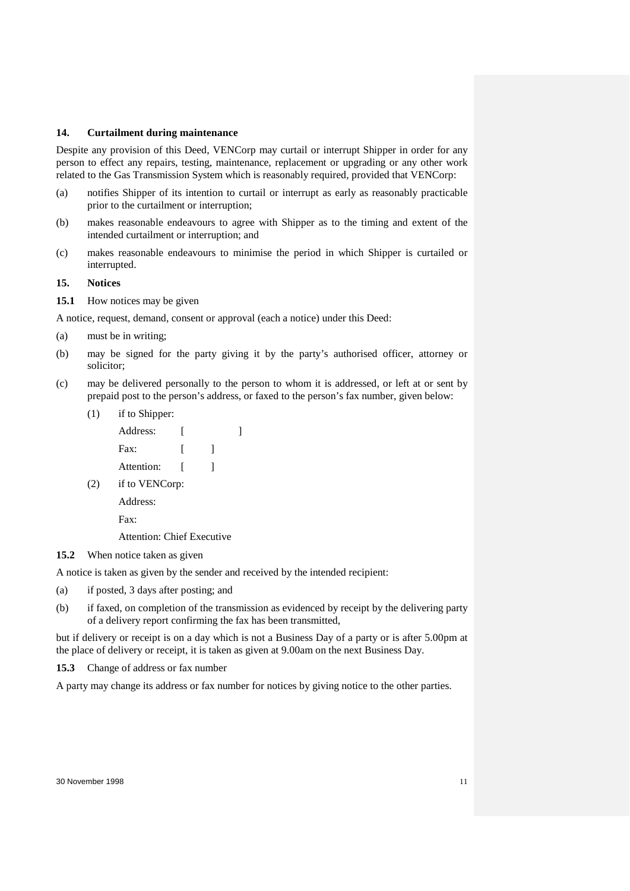## 14. Curtailment during maintenance

Despite any provision of this Deed, VENCorp may curtail or interrupt Shipper in order for any person to effect any repairs, testing, maintenance, replacement or upgrading or any other work related to the Gas Transmission System which is reasonably required, provided that VENCorp:

(a) notifies Shipper of its intention to curtail or interrupt as early as reasonably practicable prior to the curtailment or interruption;

(b) makes reasonable endeavours to agree with Shipper as to the timing and extent of the intended curtailment or interruption; and

(c) makes reasonable endeavours to minimise the period in which Shipper is curtailed or interrupted.

## 15. Notices

**15.1** How notices may be given

A notice, request, demand, consent or approval (each a notice) under this Deed:

(a) must be in writing;

(b) may be signed for the party giving it by the party's authorised officer, attorney or solicitor;

(c) may be delivered personally to the person to whom it is addressed, or left at or sent by prepaid post to the person's address, or faxed to the person's fax number, given below:

   (1) if to Shipper:

   Address: [ ]

   Fax: [ ]

   Attention: [ ]

   (2) if to VENCorp:

   Address:

   Fax:

   Attention: Chief Executive

**15.2** When notice taken as given

A notice is taken as given by the sender and received by the intended recipient:

(a) if posted, 3 days after posting; and

(b) if faxed, on completion of the transmission as evidenced by receipt by the delivering party of a delivery report confirming the fax has been transmitted,

but if delivery or receipt is on a day which is not a Business Day of a party or is after 5.00pm at the place of delivery or receipt, it is taken as given at 9.00am on the next Business Day.

**15.3** Change of address or fax number

A party may change its address or fax number for notices by giving notice to the other parties.

30 November 1998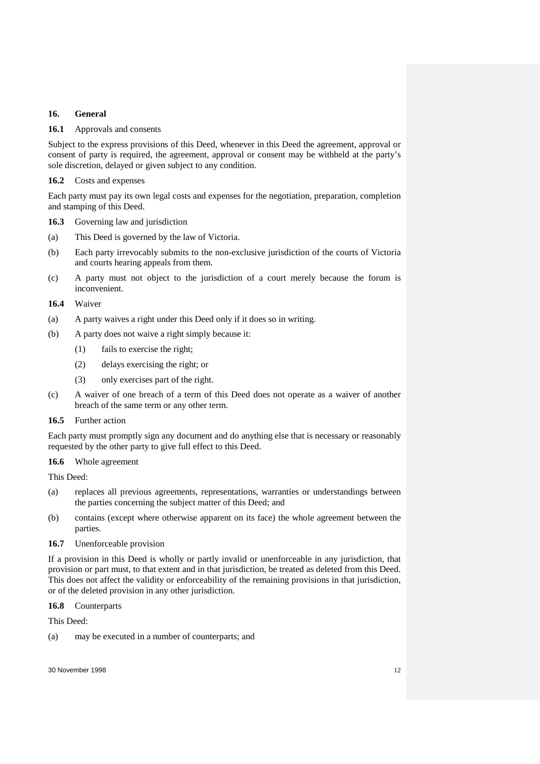## 16. General

**16.1** Approvals and consents

Subject to the express provisions of this Deed, whenever in this Deed the agreement, approval or consent of party is required, the agreement, approval or consent may be withheld at the party's sole discretion, delayed or given subject to any condition.

**16.2** Costs and expenses

Each party must pay its own legal costs and expenses for the negotiation, preparation, completion and stamping of this Deed.

**16.3** Governing law and jurisdiction

(a) This Deed is governed by the law of Victoria.

(b) Each party irrevocably submits to the non-exclusive jurisdiction of the courts of Victoria and courts hearing appeals from them.

(c) A party must not object to the jurisdiction of a court merely because the forum is inconvenient.

**16.4** Waiver

(a) A party waives a right under this Deed only if it does so in writing.

(b) A party does not waive a right simply because it:

  (1) fails to exercise the right;

  (2) delays exercising the right; or

  (3) only exercises part of the right.

(c) A waiver of one breach of a term of this Deed does not operate as a waiver of another breach of the same term or any other term.

**16.5** Further action

Each party must promptly sign any document and do anything else that is necessary or reasonably requested by the other party to give full effect to this Deed.

**16.6** Whole agreement

This Deed:

(a) replaces all previous agreements, representations, warranties or understandings between the parties concerning the subject matter of this Deed; and

(b) contains (except where otherwise apparent on its face) the whole agreement between the parties.

**16.7** Unenforceable provision

If a provision in this Deed is wholly or partly invalid or unenforceable in any jurisdiction, that provision or part must, to that extent and in that jurisdiction, be treated as deleted from this Deed. This does not affect the validity or enforceability of the remaining provisions in that jurisdiction, or of the deleted provision in any other jurisdiction.

**16.8** Counterparts

This Deed:

(a) may be executed in a number of counterparts; and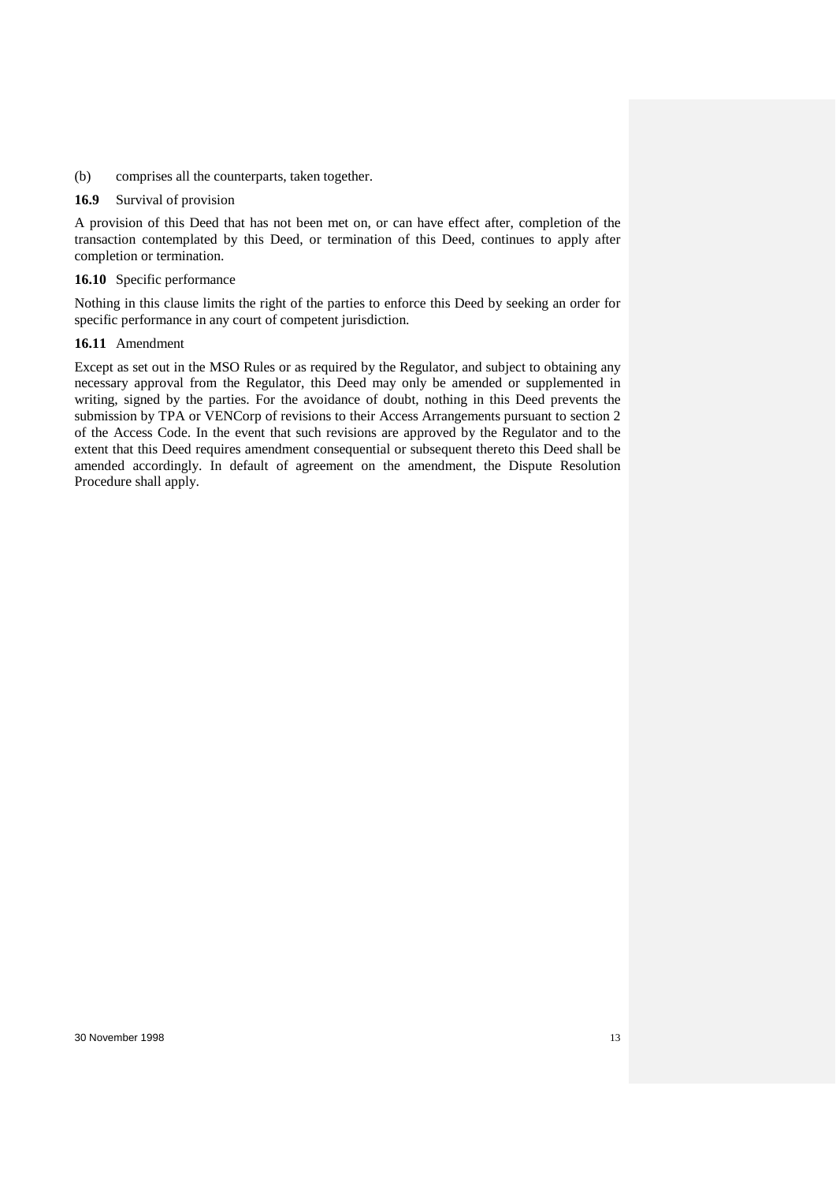(b) comprises all the counterparts, taken together.

**16.9** Survival of provision

A provision of this Deed that has not been met on, or can have effect after, completion of the transaction contemplated by this Deed, or termination of this Deed, continues to apply after completion or termination.

**16.10** Specific performance

Nothing in this clause limits the right of the parties to enforce this Deed by seeking an order for specific performance in any court of competent jurisdiction.

**16.11** Amendment

Except as set out in the MSO Rules or as required by the Regulator, and subject to obtaining any necessary approval from the Regulator, this Deed may only be amended or supplemented in writing, signed by the parties. For the avoidance of doubt, nothing in this Deed prevents the submission by TPA or VENCorp of revisions to their Access Arrangements pursuant to section 2 of the Access Code. In the event that such revisions are approved by the Regulator and to the extent that this Deed requires amendment consequential or subsequent thereto this Deed shall be amended accordingly. In default of agreement on the amendment, the Dispute Resolution Procedure shall apply.

30 November 1998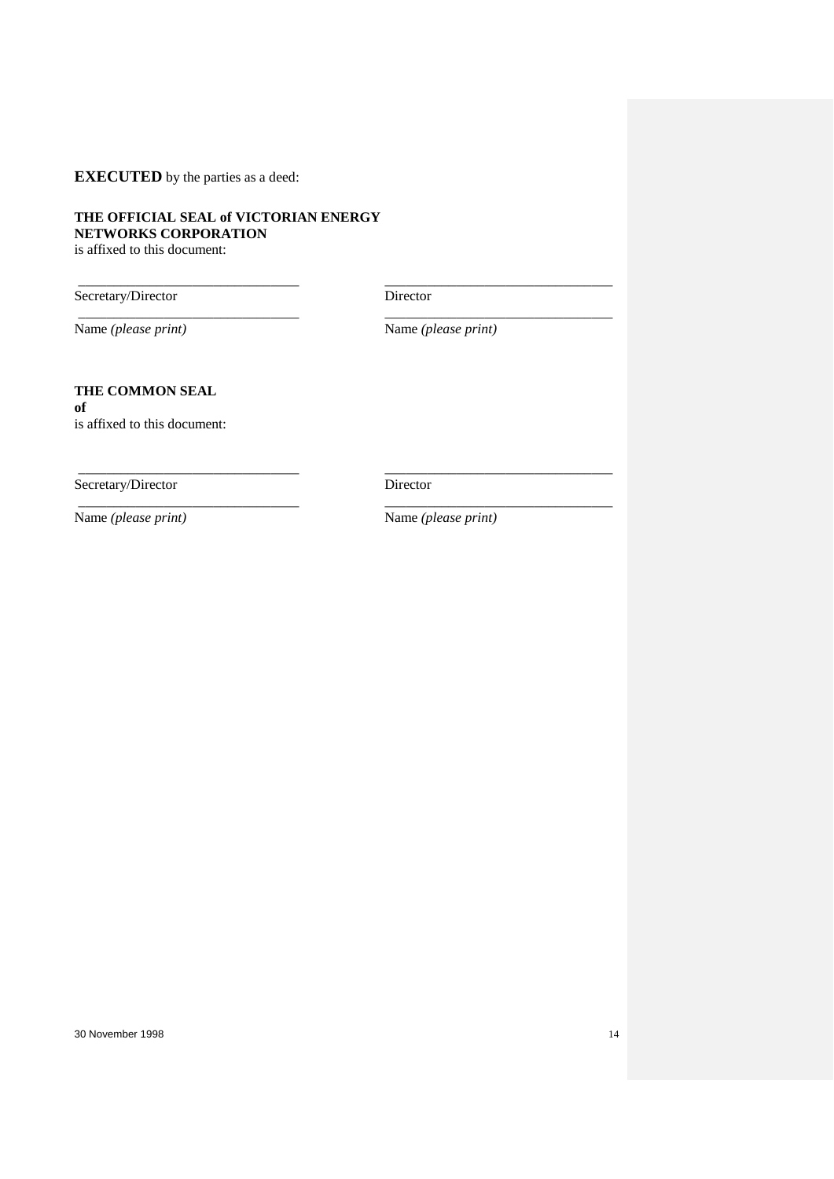**EXECUTED** by the parties as a deed:

**THE OFFICIAL SEAL of VICTORIAN ENERGY NETWORKS CORPORATION**
is affixed to this document:

| ________________________________ | ________________________________ |
|---|---|
| Secretary/Director | Director |
| ________________________________ | ________________________________ |
| Name *(please print)* | Name *(please print)* |

**THE COMMON SEAL**
**of**
is affixed to this document:

| ________________________________ | ________________________________ |
|---|---|
| Secretary/Director | Director |
| ________________________________ | ________________________________ |
| Name *(please print)* | Name *(please print)* |

30 November 1998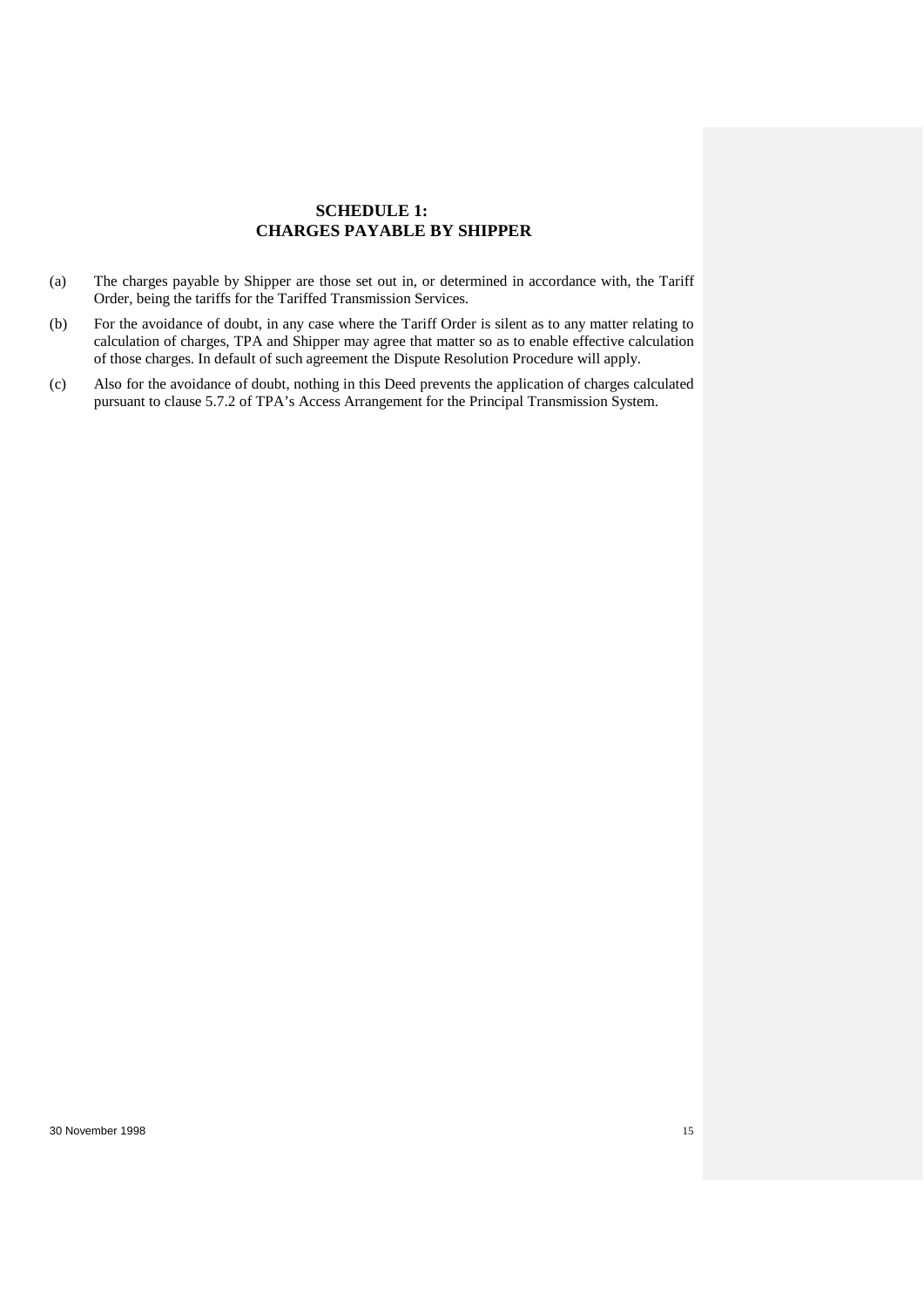# SCHEDULE 1:
# CHARGES PAYABLE BY SHIPPER

(a) The charges payable by Shipper are those set out in, or determined in accordance with, the Tariff Order, being the tariffs for the Tariffed Transmission Services.

(b) For the avoidance of doubt, in any case where the Tariff Order is silent as to any matter relating to calculation of charges, TPA and Shipper may agree that matter so as to enable effective calculation of those charges. In default of such agreement the Dispute Resolution Procedure will apply.

(c) Also for the avoidance of doubt, nothing in this Deed prevents the application of charges calculated pursuant to clause 5.7.2 of TPA's Access Arrangement for the Principal Transmission System.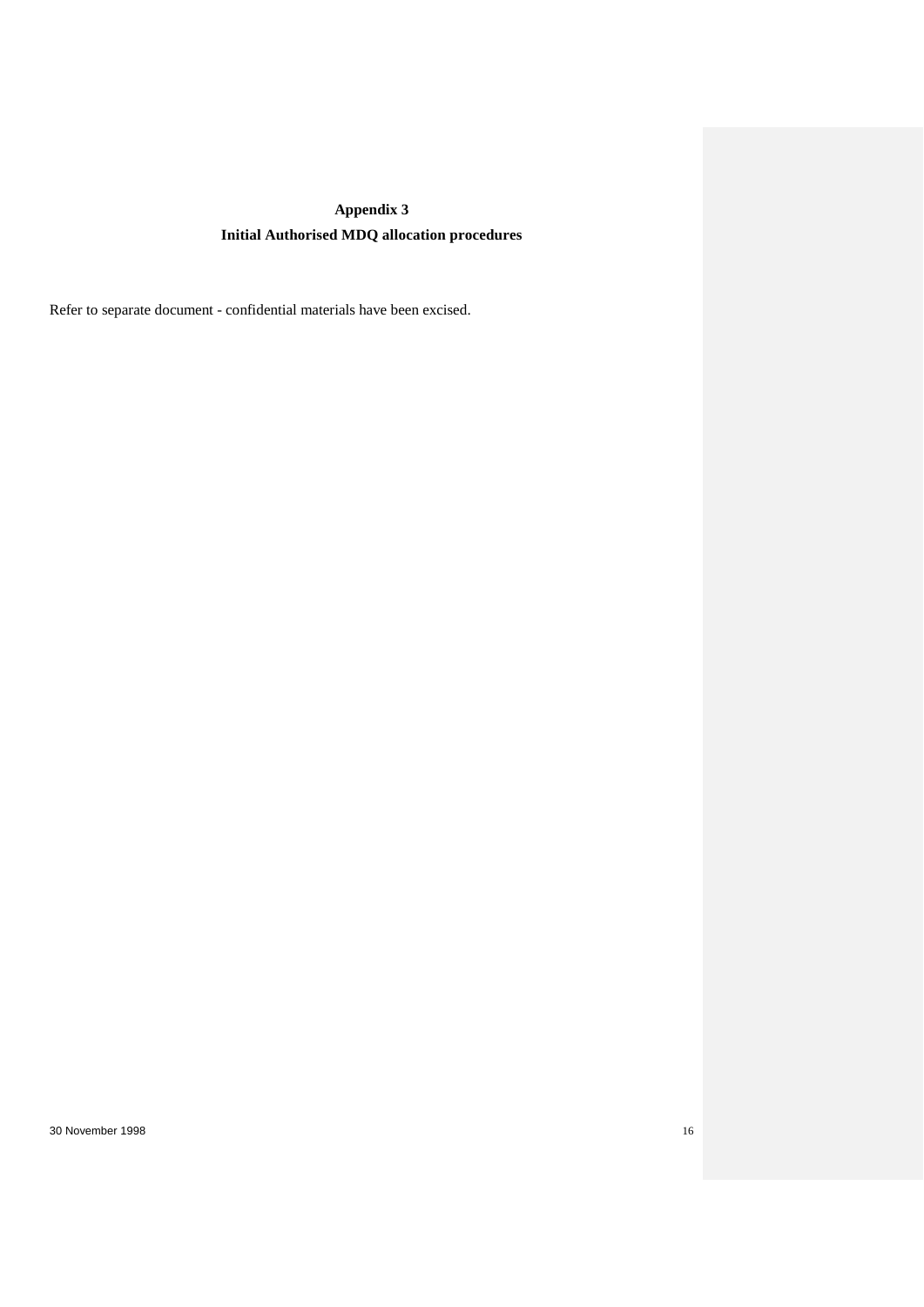# Appendix 3

## Initial Authorised MDQ allocation procedures

Refer to separate document - confidential materials have been excised.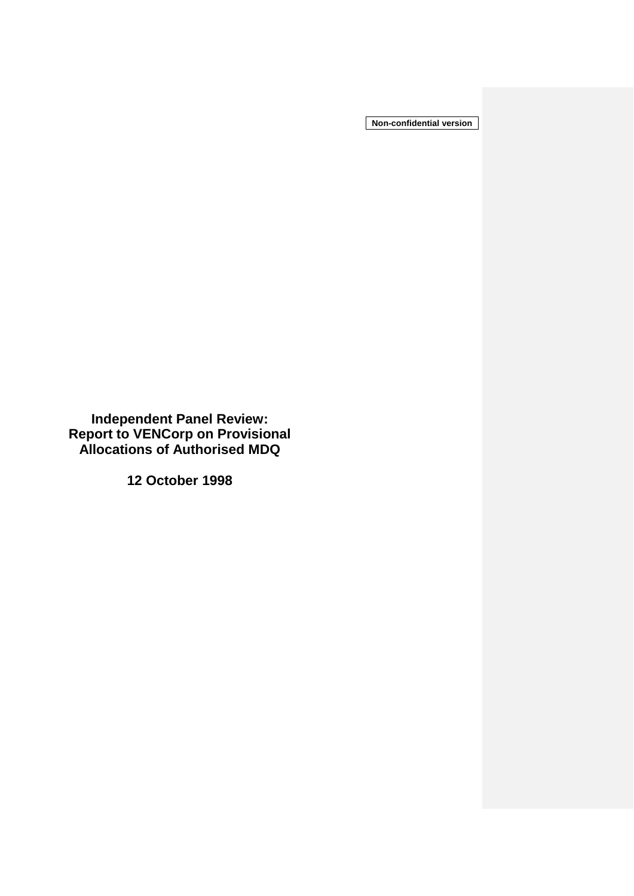**Non-confidential version**

**Independent Panel Review: Report to VENCorp on Provisional Allocations of Authorised MDQ**

**12 October 1998**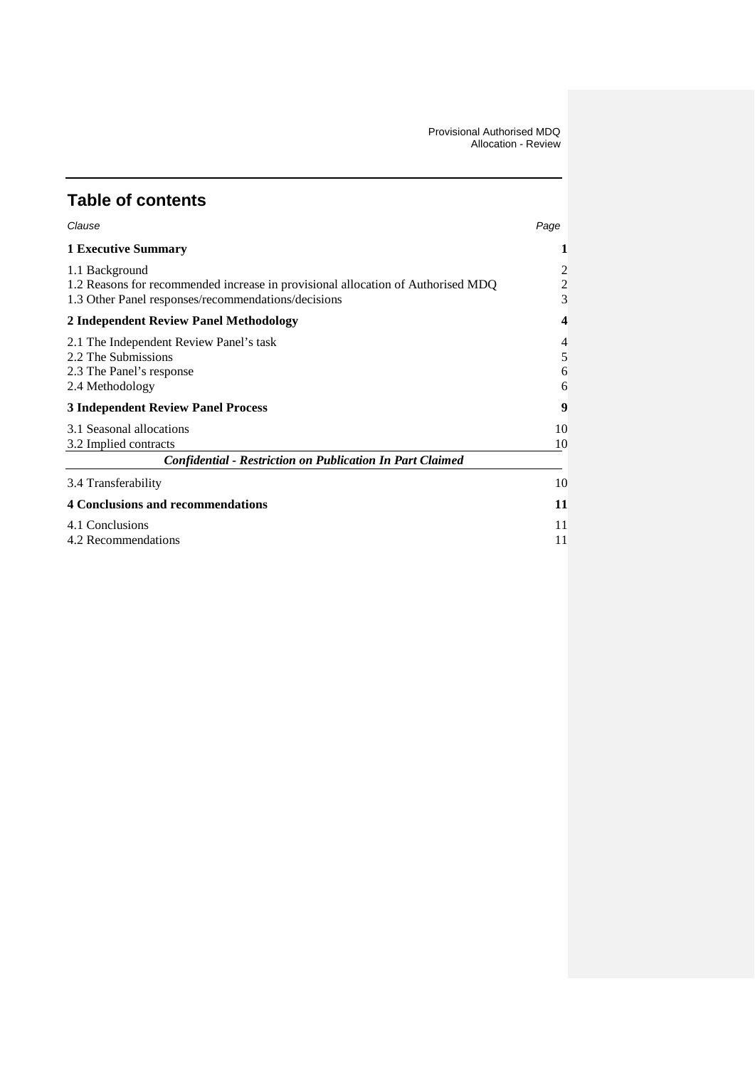# Table of contents

| *Clause* | *Page* |
|---|---|
| **1 Executive Summary** | **1** |
| 1.1 Background | 2 |
| 1.2 Reasons for recommended increase in provisional allocation of Authorised MDQ | 2 |
| 1.3 Other Panel responses/recommendations/decisions | 3 |
| **2 Independent Review Panel Methodology** | **4** |
| 2.1 The Independent Review Panel's task | 4 |
| 2.2 The Submissions | 5 |
| 2.3 The Panel's response | 6 |
| 2.4 Methodology | 6 |
| **3 Independent Review Panel Process** | **9** |
| 3.1 Seasonal allocations | 10 |
| 3.2 Implied contracts | 10 |
| ***Confidential - Restriction on Publication In Part Claimed*** | |
| 3.4 Transferability | 10 |
| **4 Conclusions and recommendations** | **11** |
| 4.1 Conclusions | 11 |
| 4.2 Recommendations | 11 |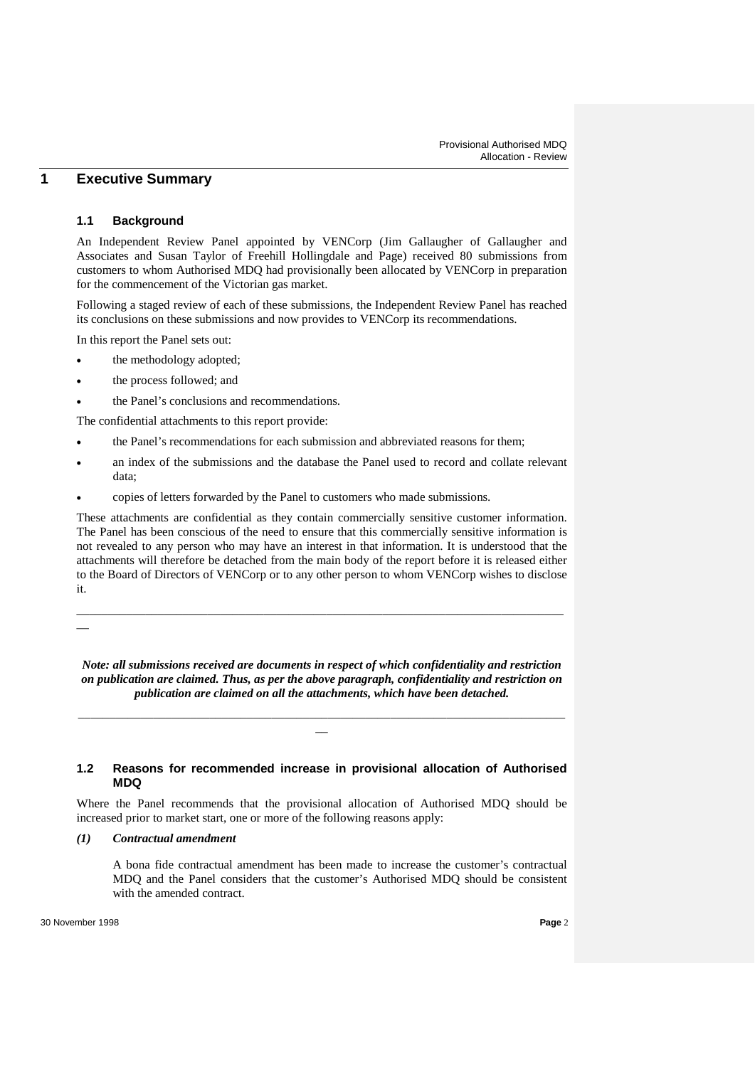# 1 Executive Summary

## 1.1 Background

An Independent Review Panel appointed by VENCorp (Jim Gallaugher of Gallaugher and Associates and Susan Taylor of Freehill Hollingdale and Page) received 80 submissions from customers to whom Authorised MDQ had provisionally been allocated by VENCorp in preparation for the commencement of the Victorian gas market.

Following a staged review of each of these submissions, the Independent Review Panel has reached its conclusions on these submissions and now provides to VENCorp its recommendations.

In this report the Panel sets out:

- the methodology adopted;
- the process followed; and
- the Panel's conclusions and recommendations.

The confidential attachments to this report provide:

- the Panel's recommendations for each submission and abbreviated reasons for them;
- an index of the submissions and the database the Panel used to record and collate relevant data;
- copies of letters forwarded by the Panel to customers who made submissions.

These attachments are confidential as they contain commercially sensitive customer information. The Panel has been conscious of the need to ensure that this commercially sensitive information is not revealed to any person who may have an interest in that information. It is understood that the attachments will therefore be detached from the main body of the report before it is released either to the Board of Directors of VENCorp or to any other person to whom VENCorp wishes to disclose it.

---

***Note: all submissions received are documents in respect of which confidentiality and restriction on publication are claimed. Thus, as per the above paragraph, confidentiality and restriction on publication are claimed on all the attachments, which have been detached.***

---

## 1.2 Reasons for recommended increase in provisional allocation of Authorised MDQ

Where the Panel recommends that the provisional allocation of Authorised MDQ should be increased prior to market start, one or more of the following reasons apply:

***(1) Contractual amendment***

A bona fide contractual amendment has been made to increase the customer's contractual MDQ and the Panel considers that the customer's Authorised MDQ should be consistent with the amended contract.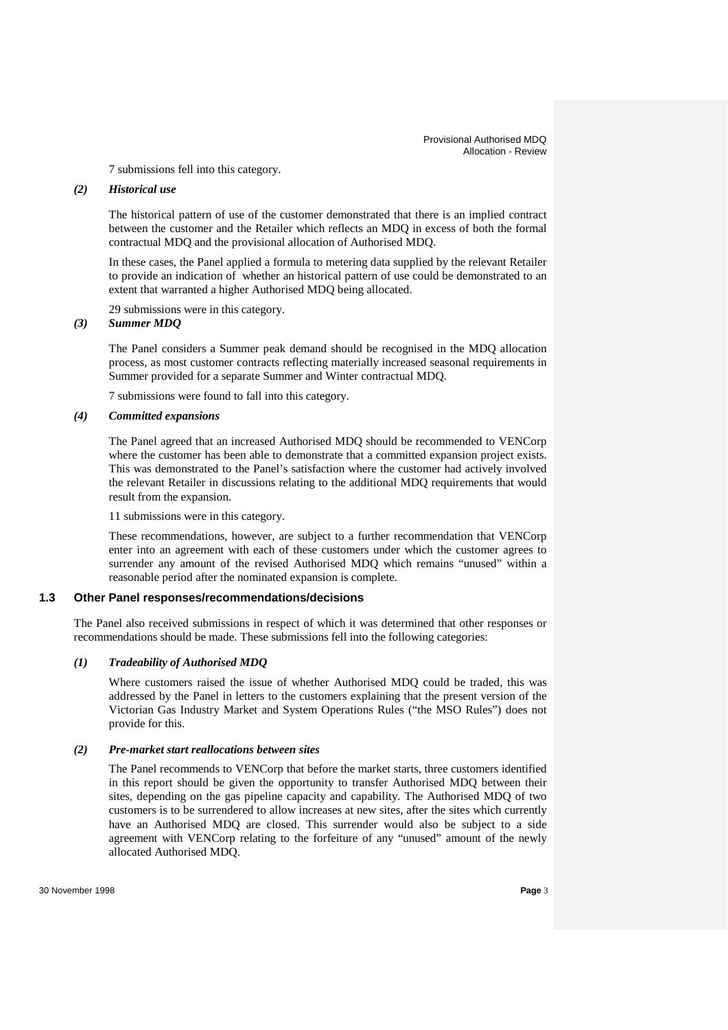7 submissions fell into this category.

*(2) Historical use*

The historical pattern of use of the customer demonstrated that there is an implied contract between the customer and the Retailer which reflects an MDQ in excess of both the formal contractual MDQ and the provisional allocation of Authorised MDQ.

In these cases, the Panel applied a formula to metering data supplied by the relevant Retailer to provide an indication of whether an historical pattern of use could be demonstrated to an extent that warranted a higher Authorised MDQ being allocated.

29 submissions were in this category.

*(3) Summer MDQ*

The Panel considers a Summer peak demand should be recognised in the MDQ allocation process, as most customer contracts reflecting materially increased seasonal requirements in Summer provided for a separate Summer and Winter contractual MDQ.

7 submissions were found to fall into this category.

*(4) Committed expansions*

The Panel agreed that an increased Authorised MDQ should be recommended to VENCorp where the customer has been able to demonstrate that a committed expansion project exists. This was demonstrated to the Panel's satisfaction where the customer had actively involved the relevant Retailer in discussions relating to the additional MDQ requirements that would result from the expansion.

11 submissions were in this category.

These recommendations, however, are subject to a further recommendation that VENCorp enter into an agreement with each of these customers under which the customer agrees to surrender any amount of the revised Authorised MDQ which remains "unused" within a reasonable period after the nominated expansion is complete.

## 1.3 Other Panel responses/recommendations/decisions

The Panel also received submissions in respect of which it was determined that other responses or recommendations should be made. These submissions fell into the following categories:

*(1) Tradeability of Authorised MDQ*

Where customers raised the issue of whether Authorised MDQ could be traded, this was addressed by the Panel in letters to the customers explaining that the present version of the Victorian Gas Industry Market and System Operations Rules ("the MSO Rules") does not provide for this.

*(2) Pre-market start reallocations between sites*

The Panel recommends to VENCorp that before the market starts, three customers identified in this report should be given the opportunity to transfer Authorised MDQ between their sites, depending on the gas pipeline capacity and capability. The Authorised MDQ of two customers is to be surrendered to allow increases at new sites, after the sites which currently have an Authorised MDQ are closed. This surrender would also be subject to a side agreement with VENCorp relating to the forfeiture of any "unused" amount of the newly allocated Authorised MDQ.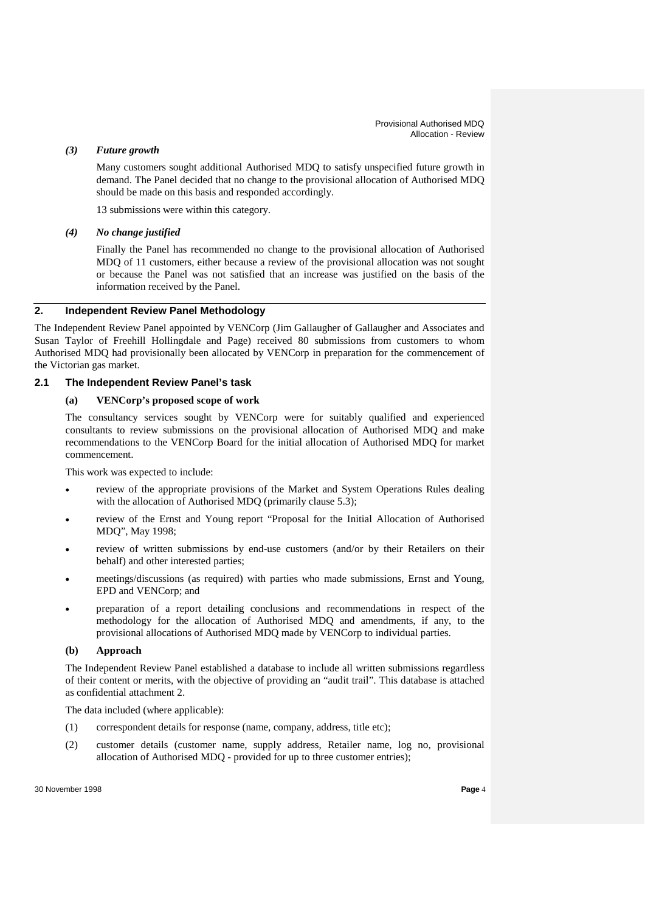*(3) Future growth*

Many customers sought additional Authorised MDQ to satisfy unspecified future growth in demand. The Panel decided that no change to the provisional allocation of Authorised MDQ should be made on this basis and responded accordingly.

13 submissions were within this category.

*(4) No change justified*

Finally the Panel has recommended no change to the provisional allocation of Authorised MDQ of 11 customers, either because a review of the provisional allocation was not sought or because the Panel was not satisfied that an increase was justified on the basis of the information received by the Panel.

## 2. Independent Review Panel Methodology

The Independent Review Panel appointed by VENCorp (Jim Gallaugher of Gallaugher and Associates and Susan Taylor of Freehill Hollingdale and Page) received 80 submissions from customers to whom Authorised MDQ had provisionally been allocated by VENCorp in preparation for the commencement of the Victorian gas market.

### 2.1 The Independent Review Panel's task

#### (a) VENCorp's proposed scope of work

The consultancy services sought by VENCorp were for suitably qualified and experienced consultants to review submissions on the provisional allocation of Authorised MDQ and make recommendations to the VENCorp Board for the initial allocation of Authorised MDQ for market commencement.

This work was expected to include:

- review of the appropriate provisions of the Market and System Operations Rules dealing with the allocation of Authorised MDQ (primarily clause 5.3);
- review of the Ernst and Young report "Proposal for the Initial Allocation of Authorised MDQ", May 1998;
- review of written submissions by end-use customers (and/or by their Retailers on their behalf) and other interested parties;
- meetings/discussions (as required) with parties who made submissions, Ernst and Young, EPD and VENCorp; and
- preparation of a report detailing conclusions and recommendations in respect of the methodology for the allocation of Authorised MDQ and amendments, if any, to the provisional allocations of Authorised MDQ made by VENCorp to individual parties.

#### (b) Approach

The Independent Review Panel established a database to include all written submissions regardless of their content or merits, with the objective of providing an "audit trail". This database is attached as confidential attachment 2.

The data included (where applicable):

(1) correspondent details for response (name, company, address, title etc);

(2) customer details (customer name, supply address, Retailer name, log no, provisional allocation of Authorised MDQ - provided for up to three customer entries);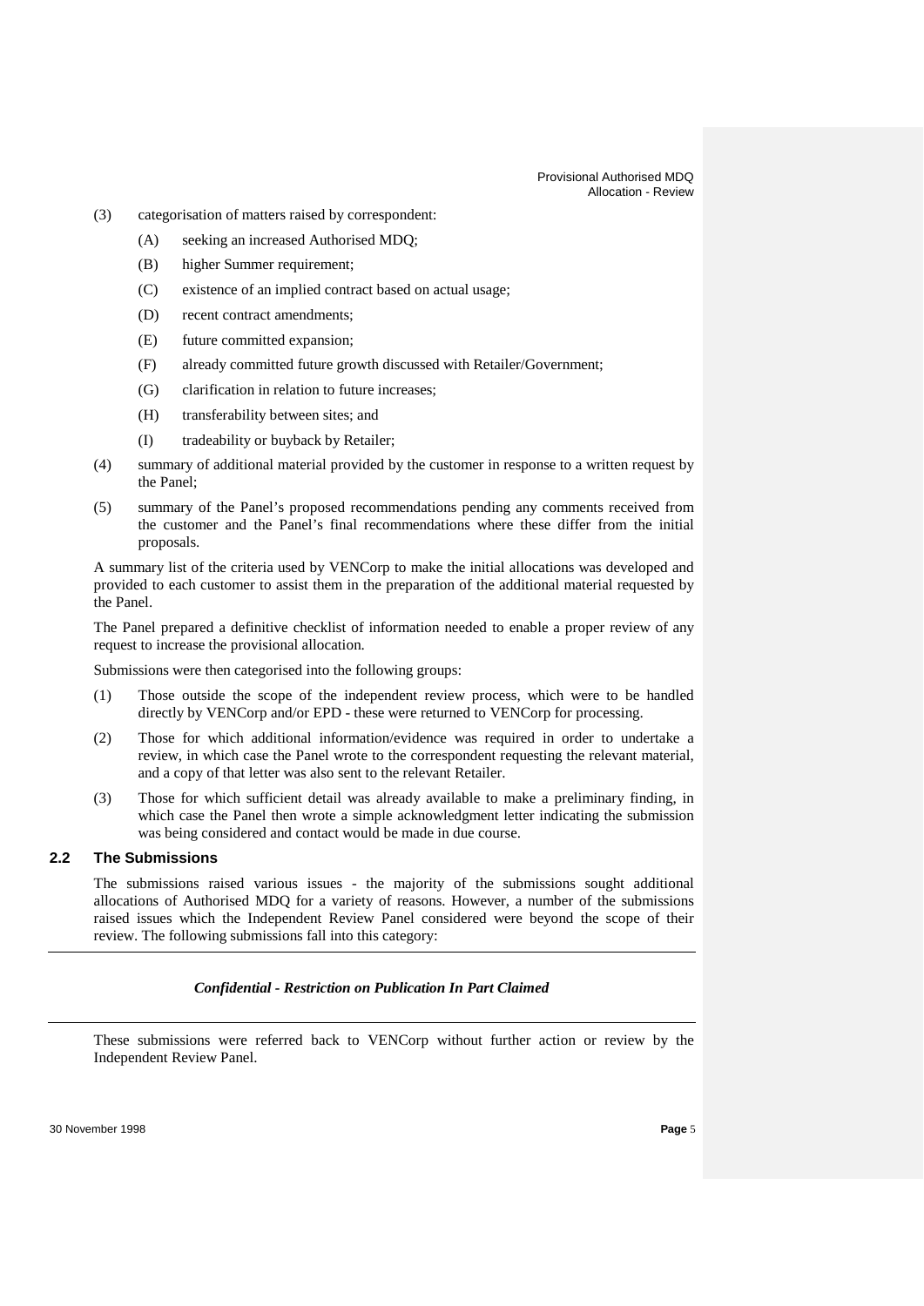(3) categorisation of matters raised by correspondent:

  (A) seeking an increased Authorised MDQ;

  (B) higher Summer requirement;

  (C) existence of an implied contract based on actual usage;

  (D) recent contract amendments;

  (E) future committed expansion;

  (F) already committed future growth discussed with Retailer/Government;

  (G) clarification in relation to future increases;

  (H) transferability between sites; and

  (I) tradeability or buyback by Retailer;

(4) summary of additional material provided by the customer in response to a written request by the Panel;

(5) summary of the Panel's proposed recommendations pending any comments received from the customer and the Panel's final recommendations where these differ from the initial proposals.

A summary list of the criteria used by VENCorp to make the initial allocations was developed and provided to each customer to assist them in the preparation of the additional material requested by the Panel.

The Panel prepared a definitive checklist of information needed to enable a proper review of any request to increase the provisional allocation.

Submissions were then categorised into the following groups:

(1) Those outside the scope of the independent review process, which were to be handled directly by VENCorp and/or EPD - these were returned to VENCorp for processing.

(2) Those for which additional information/evidence was required in order to undertake a review, in which case the Panel wrote to the correspondent requesting the relevant material, and a copy of that letter was also sent to the relevant Retailer.

(3) Those for which sufficient detail was already available to make a preliminary finding, in which case the Panel then wrote a simple acknowledgment letter indicating the submission was being considered and contact would be made in due course.

## 2.2 The Submissions

The submissions raised various issues - the majority of the submissions sought additional allocations of Authorised MDQ for a variety of reasons. However, a number of the submissions raised issues which the Independent Review Panel considered were beyond the scope of their review. The following submissions fall into this category:

---

***Confidential - Restriction on Publication In Part Claimed***

---

These submissions were referred back to VENCorp without further action or review by the Independent Review Panel.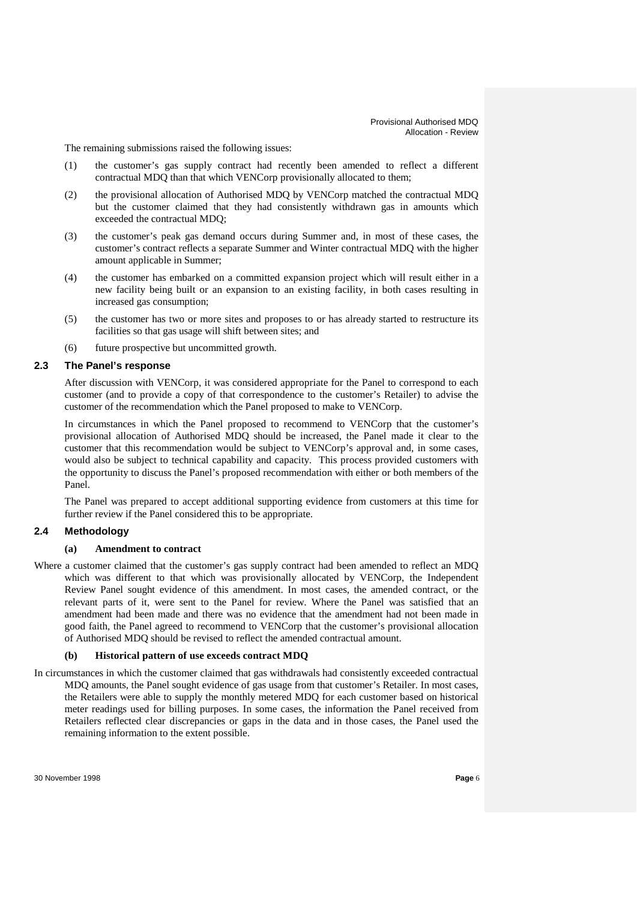The remaining submissions raised the following issues:

(1) the customer's gas supply contract had recently been amended to reflect a different contractual MDQ than that which VENCorp provisionally allocated to them;

(2) the provisional allocation of Authorised MDQ by VENCorp matched the contractual MDQ but the customer claimed that they had consistently withdrawn gas in amounts which exceeded the contractual MDQ;

(3) the customer's peak gas demand occurs during Summer and, in most of these cases, the customer's contract reflects a separate Summer and Winter contractual MDQ with the higher amount applicable in Summer;

(4) the customer has embarked on a committed expansion project which will result either in a new facility being built or an expansion to an existing facility, in both cases resulting in increased gas consumption;

(5) the customer has two or more sites and proposes to or has already started to restructure its facilities so that gas usage will shift between sites; and

(6) future prospective but uncommitted growth.

## 2.3 The Panel's response

After discussion with VENCorp, it was considered appropriate for the Panel to correspond to each customer (and to provide a copy of that correspondence to the customer's Retailer) to advise the customer of the recommendation which the Panel proposed to make to VENCorp.

In circumstances in which the Panel proposed to recommend to VENCorp that the customer's provisional allocation of Authorised MDQ should be increased, the Panel made it clear to the customer that this recommendation would be subject to VENCorp's approval and, in some cases, would also be subject to technical capability and capacity. This process provided customers with the opportunity to discuss the Panel's proposed recommendation with either or both members of the Panel.

The Panel was prepared to accept additional supporting evidence from customers at this time for further review if the Panel considered this to be appropriate.

## 2.4 Methodology

### (a) Amendment to contract

Where a customer claimed that the customer's gas supply contract had been amended to reflect an MDQ which was different to that which was provisionally allocated by VENCorp, the Independent Review Panel sought evidence of this amendment. In most cases, the amended contract, or the relevant parts of it, were sent to the Panel for review. Where the Panel was satisfied that an amendment had been made and there was no evidence that the amendment had not been made in good faith, the Panel agreed to recommend to VENCorp that the customer's provisional allocation of Authorised MDQ should be revised to reflect the amended contractual amount.

### (b) Historical pattern of use exceeds contract MDQ

In circumstances in which the customer claimed that gas withdrawals had consistently exceeded contractual MDQ amounts, the Panel sought evidence of gas usage from that customer's Retailer. In most cases, the Retailers were able to supply the monthly metered MDQ for each customer based on historical meter readings used for billing purposes. In some cases, the information the Panel received from Retailers reflected clear discrepancies or gaps in the data and in those cases, the Panel used the remaining information to the extent possible.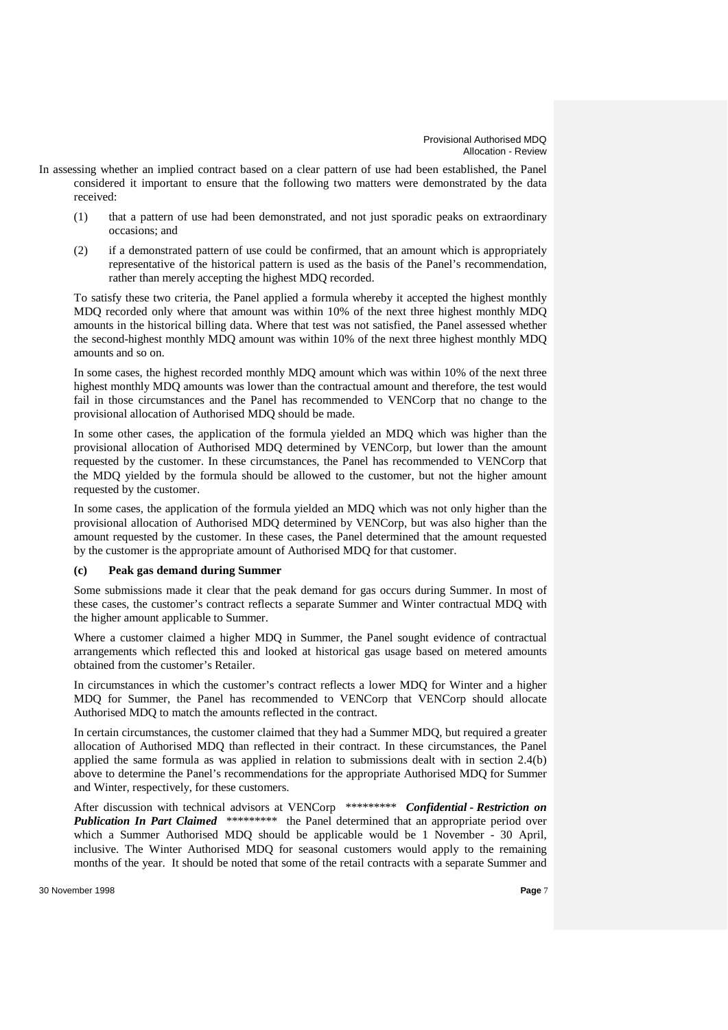In assessing whether an implied contract based on a clear pattern of use had been established, the Panel considered it important to ensure that the following two matters were demonstrated by the data received:

(1) that a pattern of use had been demonstrated, and not just sporadic peaks on extraordinary occasions; and

(2) if a demonstrated pattern of use could be confirmed, that an amount which is appropriately representative of the historical pattern is used as the basis of the Panel's recommendation, rather than merely accepting the highest MDQ recorded.

To satisfy these two criteria, the Panel applied a formula whereby it accepted the highest monthly MDQ recorded only where that amount was within 10% of the next three highest monthly MDQ amounts in the historical billing data. Where that test was not satisfied, the Panel assessed whether the second-highest monthly MDQ amount was within 10% of the next three highest monthly MDQ amounts and so on.

In some cases, the highest recorded monthly MDQ amount which was within 10% of the next three highest monthly MDQ amounts was lower than the contractual amount and therefore, the test would fail in those circumstances and the Panel has recommended to VENCorp that no change to the provisional allocation of Authorised MDQ should be made.

In some other cases, the application of the formula yielded an MDQ which was higher than the provisional allocation of Authorised MDQ determined by VENCorp, but lower than the amount requested by the customer. In these circumstances, the Panel has recommended to VENCorp that the MDQ yielded by the formula should be allowed to the customer, but not the higher amount requested by the customer.

In some cases, the application of the formula yielded an MDQ which was not only higher than the provisional allocation of Authorised MDQ determined by VENCorp, but was also higher than the amount requested by the customer. In these cases, the Panel determined that the amount requested by the customer is the appropriate amount of Authorised MDQ for that customer.

**(c) Peak gas demand during Summer**

Some submissions made it clear that the peak demand for gas occurs during Summer. In most of these cases, the customer's contract reflects a separate Summer and Winter contractual MDQ with the higher amount applicable to Summer.

Where a customer claimed a higher MDQ in Summer, the Panel sought evidence of contractual arrangements which reflected this and looked at historical gas usage based on metered amounts obtained from the customer's Retailer.

In circumstances in which the customer's contract reflects a lower MDQ for Winter and a higher MDQ for Summer, the Panel has recommended to VENCorp that VENCorp should allocate Authorised MDQ to match the amounts reflected in the contract.

In certain circumstances, the customer claimed that they had a Summer MDQ, but required a greater allocation of Authorised MDQ than reflected in their contract. In these circumstances, the Panel applied the same formula as was applied in relation to submissions dealt with in section 2.4(b) above to determine the Panel's recommendations for the appropriate Authorised MDQ for Summer and Winter, respectively, for these customers.

After discussion with technical advisors at VENCorp ********* ***Confidential - Restriction on Publication In Part Claimed*** ********* the Panel determined that an appropriate period over which a Summer Authorised MDQ should be applicable would be 1 November - 30 April, inclusive. The Winter Authorised MDQ for seasonal customers would apply to the remaining months of the year. It should be noted that some of the retail contracts with a separate Summer and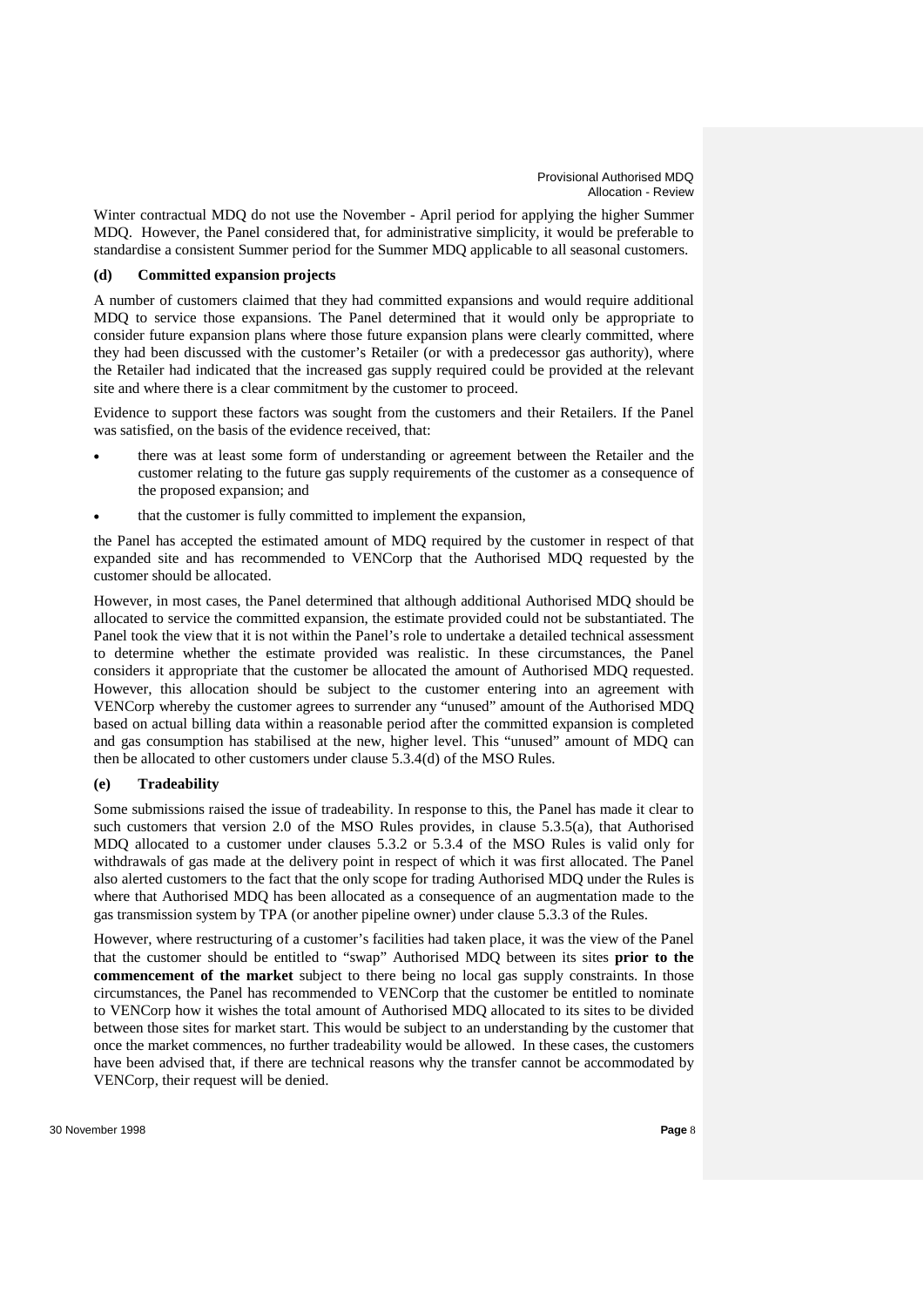Winter contractual MDQ do not use the November - April period for applying the higher Summer MDQ. However, the Panel considered that, for administrative simplicity, it would be preferable to standardise a consistent Summer period for the Summer MDQ applicable to all seasonal customers.

**(d) Committed expansion projects**

A number of customers claimed that they had committed expansions and would require additional MDQ to service those expansions. The Panel determined that it would only be appropriate to consider future expansion plans where those future expansion plans were clearly committed, where they had been discussed with the customer's Retailer (or with a predecessor gas authority), where the Retailer had indicated that the increased gas supply required could be provided at the relevant site and where there is a clear commitment by the customer to proceed.

Evidence to support these factors was sought from the customers and their Retailers. If the Panel was satisfied, on the basis of the evidence received, that:

- there was at least some form of understanding or agreement between the Retailer and the customer relating to the future gas supply requirements of the customer as a consequence of the proposed expansion; and
- that the customer is fully committed to implement the expansion,

the Panel has accepted the estimated amount of MDQ required by the customer in respect of that expanded site and has recommended to VENCorp that the Authorised MDQ requested by the customer should be allocated.

However, in most cases, the Panel determined that although additional Authorised MDQ should be allocated to service the committed expansion, the estimate provided could not be substantiated. The Panel took the view that it is not within the Panel's role to undertake a detailed technical assessment to determine whether the estimate provided was realistic. In these circumstances, the Panel considers it appropriate that the customer be allocated the amount of Authorised MDQ requested. However, this allocation should be subject to the customer entering into an agreement with VENCorp whereby the customer agrees to surrender any "unused" amount of the Authorised MDQ based on actual billing data within a reasonable period after the committed expansion is completed and gas consumption has stabilised at the new, higher level. This "unused" amount of MDQ can then be allocated to other customers under clause 5.3.4(d) of the MSO Rules.

**(e) Tradeability**

Some submissions raised the issue of tradeability. In response to this, the Panel has made it clear to such customers that version 2.0 of the MSO Rules provides, in clause 5.3.5(a), that Authorised MDQ allocated to a customer under clauses 5.3.2 or 5.3.4 of the MSO Rules is valid only for withdrawals of gas made at the delivery point in respect of which it was first allocated. The Panel also alerted customers to the fact that the only scope for trading Authorised MDQ under the Rules is where that Authorised MDQ has been allocated as a consequence of an augmentation made to the gas transmission system by TPA (or another pipeline owner) under clause 5.3.3 of the Rules.

However, where restructuring of a customer's facilities had taken place, it was the view of the Panel that the customer should be entitled to "swap" Authorised MDQ between its sites **prior to the commencement of the market** subject to there being no local gas supply constraints. In those circumstances, the Panel has recommended to VENCorp that the customer be entitled to nominate to VENCorp how it wishes the total amount of Authorised MDQ allocated to its sites to be divided between those sites for market start. This would be subject to an understanding by the customer that once the market commences, no further tradeability would be allowed. In these cases, the customers have been advised that, if there are technical reasons why the transfer cannot be accommodated by VENCorp, their request will be denied.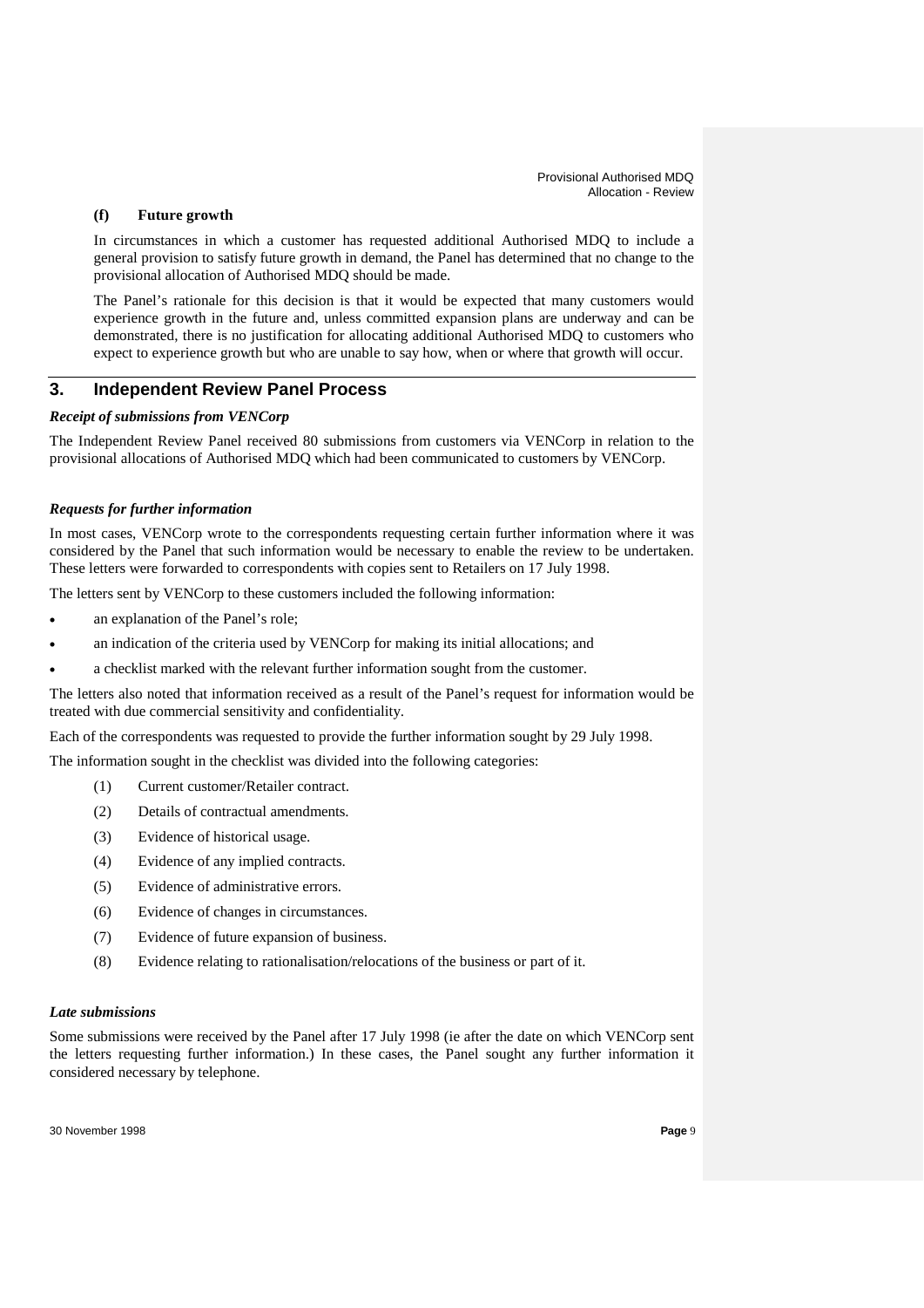### (f) Future growth

In circumstances in which a customer has requested additional Authorised MDQ to include a general provision to satisfy future growth in demand, the Panel has determined that no change to the provisional allocation of Authorised MDQ should be made.

The Panel's rationale for this decision is that it would be expected that many customers would experience growth in the future and, unless committed expansion plans are underway and can be demonstrated, there is no justification for allocating additional Authorised MDQ to customers who expect to experience growth but who are unable to say how, when or where that growth will occur.

## 3. Independent Review Panel Process

***Receipt of submissions from VENCorp***

The Independent Review Panel received 80 submissions from customers via VENCorp in relation to the provisional allocations of Authorised MDQ which had been communicated to customers by VENCorp.

***Requests for further information***

In most cases, VENCorp wrote to the correspondents requesting certain further information where it was considered by the Panel that such information would be necessary to enable the review to be undertaken. These letters were forwarded to correspondents with copies sent to Retailers on 17 July 1998.

The letters sent by VENCorp to these customers included the following information:

- an explanation of the Panel's role;
- an indication of the criteria used by VENCorp for making its initial allocations; and
- a checklist marked with the relevant further information sought from the customer.

The letters also noted that information received as a result of the Panel's request for information would be treated with due commercial sensitivity and confidentiality.

Each of the correspondents was requested to provide the further information sought by 29 July 1998.

The information sought in the checklist was divided into the following categories:

(1) Current customer/Retailer contract.

(2) Details of contractual amendments.

(3) Evidence of historical usage.

(4) Evidence of any implied contracts.

(5) Evidence of administrative errors.

(6) Evidence of changes in circumstances.

(7) Evidence of future expansion of business.

(8) Evidence relating to rationalisation/relocations of the business or part of it.

***Late submissions***

Some submissions were received by the Panel after 17 July 1998 (ie after the date on which VENCorp sent the letters requesting further information.) In these cases, the Panel sought any further information it considered necessary by telephone.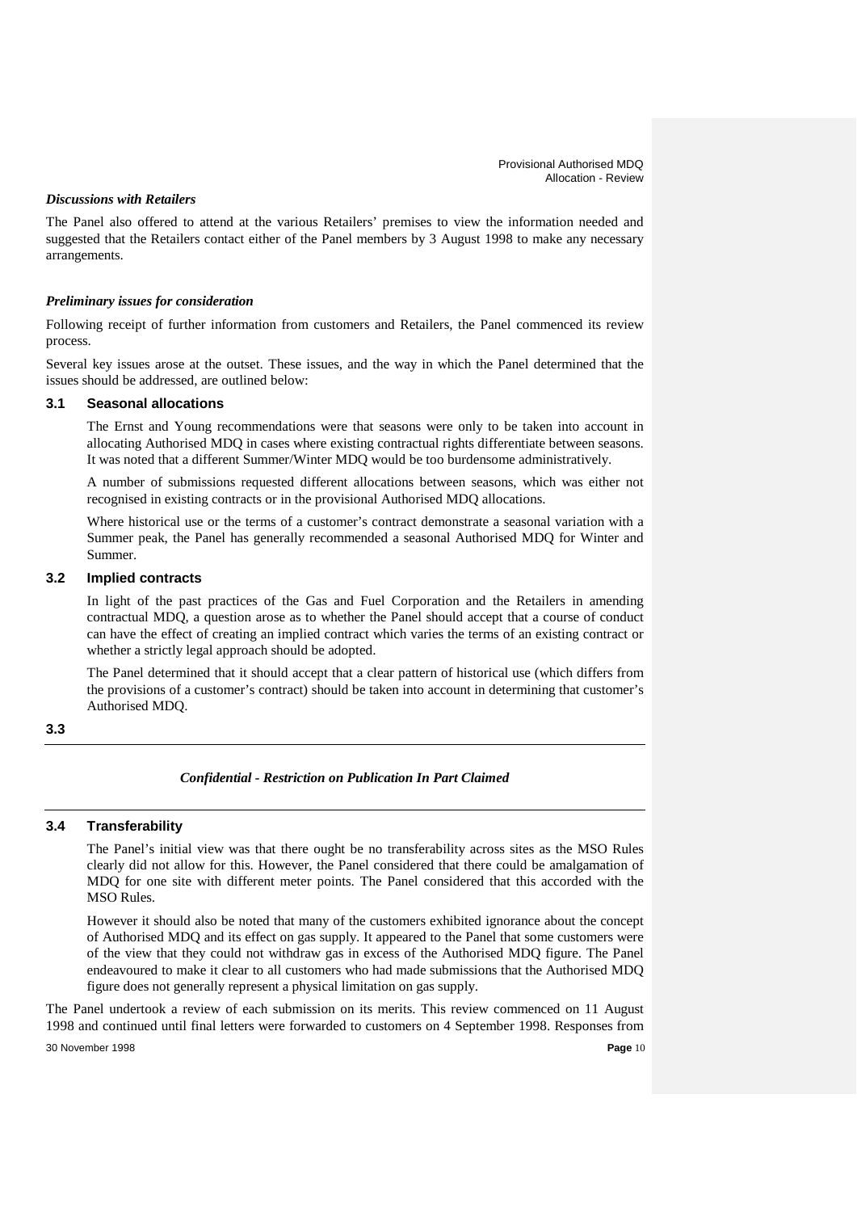### *Discussions with Retailers*

The Panel also offered to attend at the various Retailers' premises to view the information needed and suggested that the Retailers contact either of the Panel members by 3 August 1998 to make any necessary arrangements.

### *Preliminary issues for consideration*

Following receipt of further information from customers and Retailers, the Panel commenced its review process.

Several key issues arose at the outset. These issues, and the way in which the Panel determined that the issues should be addressed, are outlined below:

#### 3.1 Seasonal allocations

The Ernst and Young recommendations were that seasons were only to be taken into account in allocating Authorised MDQ in cases where existing contractual rights differentiate between seasons. It was noted that a different Summer/Winter MDQ would be too burdensome administratively.

A number of submissions requested different allocations between seasons, which was either not recognised in existing contracts or in the provisional Authorised MDQ allocations.

Where historical use or the terms of a customer's contract demonstrate a seasonal variation with a Summer peak, the Panel has generally recommended a seasonal Authorised MDQ for Winter and Summer.

#### 3.2 Implied contracts

In light of the past practices of the Gas and Fuel Corporation and the Retailers in amending contractual MDQ, a question arose as to whether the Panel should accept that a course of conduct can have the effect of creating an implied contract which varies the terms of an existing contract or whether a strictly legal approach should be adopted.

The Panel determined that it should accept that a clear pattern of historical use (which differs from the provisions of a customer's contract) should be taken into account in determining that customer's Authorised MDQ.

#### 3.3

*Confidential - Restriction on Publication In Part Claimed*

#### 3.4 Transferability

The Panel's initial view was that there ought be no transferability across sites as the MSO Rules clearly did not allow for this. However, the Panel considered that there could be amalgamation of MDQ for one site with different meter points. The Panel considered that this accorded with the MSO Rules.

However it should also be noted that many of the customers exhibited ignorance about the concept of Authorised MDQ and its effect on gas supply. It appeared to the Panel that some customers were of the view that they could not withdraw gas in excess of the Authorised MDQ figure. The Panel endeavoured to make it clear to all customers who had made submissions that the Authorised MDQ figure does not generally represent a physical limitation on gas supply.

The Panel undertook a review of each submission on its merits. This review commenced on 11 August 1998 and continued until final letters were forwarded to customers on 4 September 1998. Responses from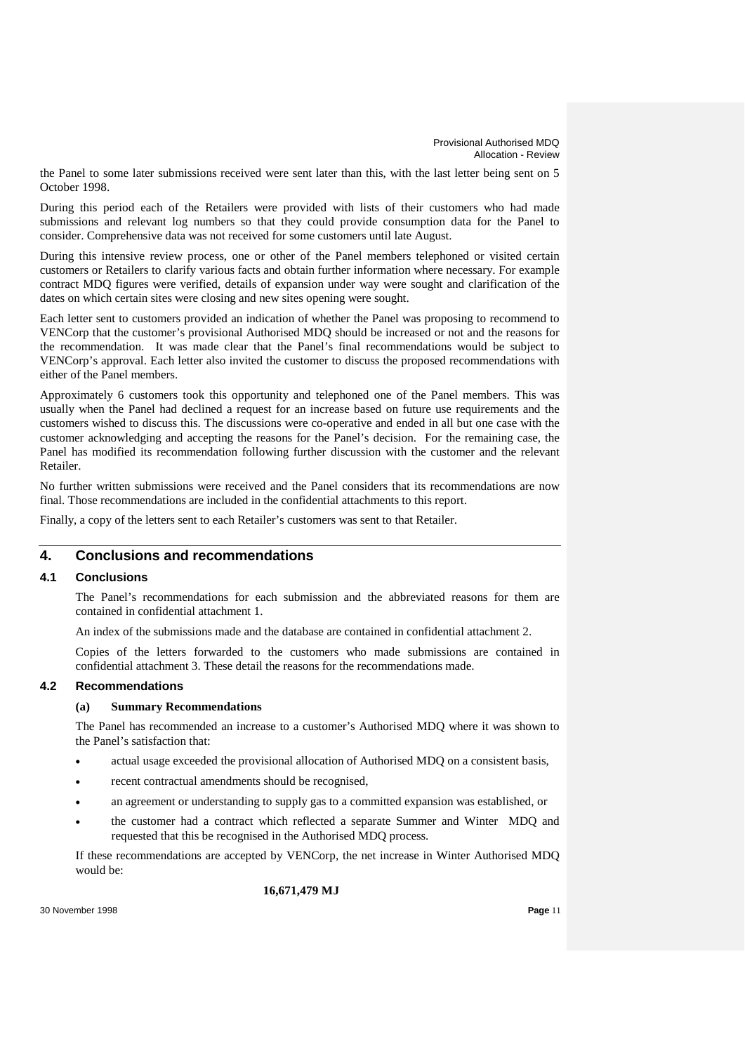the Panel to some later submissions received were sent later than this, with the last letter being sent on 5 October 1998.

During this period each of the Retailers were provided with lists of their customers who had made submissions and relevant log numbers so that they could provide consumption data for the Panel to consider. Comprehensive data was not received for some customers until late August.

During this intensive review process, one or other of the Panel members telephoned or visited certain customers or Retailers to clarify various facts and obtain further information where necessary. For example contract MDQ figures were verified, details of expansion under way were sought and clarification of the dates on which certain sites were closing and new sites opening were sought.

Each letter sent to customers provided an indication of whether the Panel was proposing to recommend to VENCorp that the customer's provisional Authorised MDQ should be increased or not and the reasons for the recommendation. It was made clear that the Panel's final recommendations would be subject to VENCorp's approval. Each letter also invited the customer to discuss the proposed recommendations with either of the Panel members.

Approximately 6 customers took this opportunity and telephoned one of the Panel members. This was usually when the Panel had declined a request for an increase based on future use requirements and the customers wished to discuss this. The discussions were co-operative and ended in all but one case with the customer acknowledging and accepting the reasons for the Panel's decision. For the remaining case, the Panel has modified its recommendation following further discussion with the customer and the relevant Retailer.

No further written submissions were received and the Panel considers that its recommendations are now final. Those recommendations are included in the confidential attachments to this report.

Finally, a copy of the letters sent to each Retailer's customers was sent to that Retailer.

## 4. Conclusions and recommendations

### 4.1 Conclusions

The Panel's recommendations for each submission and the abbreviated reasons for them are contained in confidential attachment 1.

An index of the submissions made and the database are contained in confidential attachment 2.

Copies of the letters forwarded to the customers who made submissions are contained in confidential attachment 3. These detail the reasons for the recommendations made.

### 4.2 Recommendations

**(a) Summary Recommendations**

The Panel has recommended an increase to a customer's Authorised MDQ where it was shown to the Panel's satisfaction that:

- actual usage exceeded the provisional allocation of Authorised MDQ on a consistent basis,
- recent contractual amendments should be recognised,
- an agreement or understanding to supply gas to a committed expansion was established, or
- the customer had a contract which reflected a separate Summer and Winter MDQ and requested that this be recognised in the Authorised MDQ process.

If these recommendations are accepted by VENCorp, the net increase in Winter Authorised MDQ would be:

**16,671,479 MJ**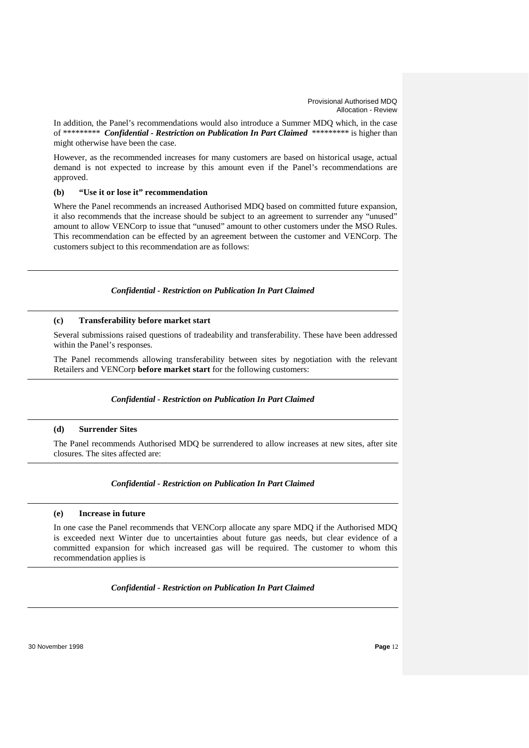In addition, the Panel's recommendations would also introduce a Summer MDQ which, in the case of ********* ***Confidential - Restriction on Publication In Part Claimed*** ********* is higher than might otherwise have been the case.

However, as the recommended increases for many customers are based on historical usage, actual demand is not expected to increase by this amount even if the Panel's recommendations are approved.

#### (b) "Use it or lose it" recommendation

Where the Panel recommends an increased Authorised MDQ based on committed future expansion, it also recommends that the increase should be subject to an agreement to surrender any "unused" amount to allow VENCorp to issue that "unused" amount to other customers under the MSO Rules. This recommendation can be effected by an agreement between the customer and VENCorp. The customers subject to this recommendation are as follows:

---

***Confidential - Restriction on Publication In Part Claimed***

---

#### (c) Transferability before market start

Several submissions raised questions of tradeability and transferability. These have been addressed within the Panel's responses.

The Panel recommends allowing transferability between sites by negotiation with the relevant Retailers and VENCorp **before market start** for the following customers:

---

***Confidential - Restriction on Publication In Part Claimed***

---

#### (d) Surrender Sites

The Panel recommends Authorised MDQ be surrendered to allow increases at new sites, after site closures. The sites affected are:

---

***Confidential - Restriction on Publication In Part Claimed***

---

#### (e) Increase in future

In one case the Panel recommends that VENCorp allocate any spare MDQ if the Authorised MDQ is exceeded next Winter due to uncertainties about future gas needs, but clear evidence of a committed expansion for which increased gas will be required. The customer to whom this recommendation applies is

---

***Confidential - Restriction on Publication In Part Claimed***

---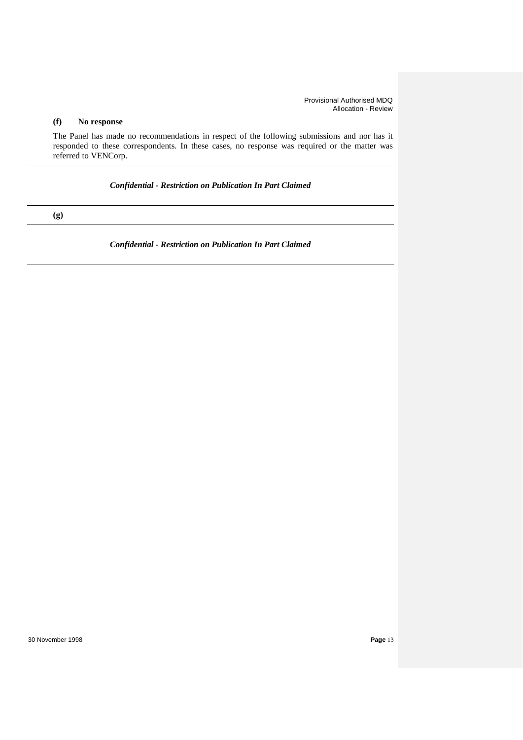### (f) No response

The Panel has made no recommendations in respect of the following submissions and nor has it responded to these correspondents. In these cases, no response was required or the matter was referred to VENCorp.

---

***Confidential - Restriction on Publication In Part Claimed***

---

**(g)**

---

***Confidential - Restriction on Publication In Part Claimed***

---